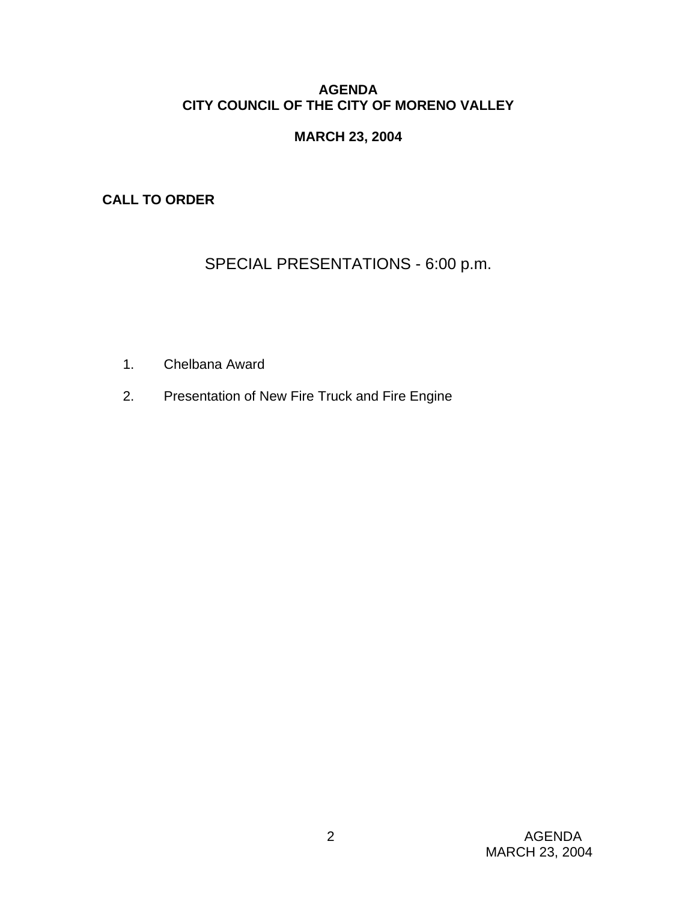# AGENDA
# CITY COUNCIL OF THE CITY OF MORENO VALLEY

**MARCH 23, 2004**

**CALL TO ORDER**

## SPECIAL PRESENTATIONS - 6:00 p.m.

1. Chelbana Award
2. Presentation of New Fire Truck and Fire Engine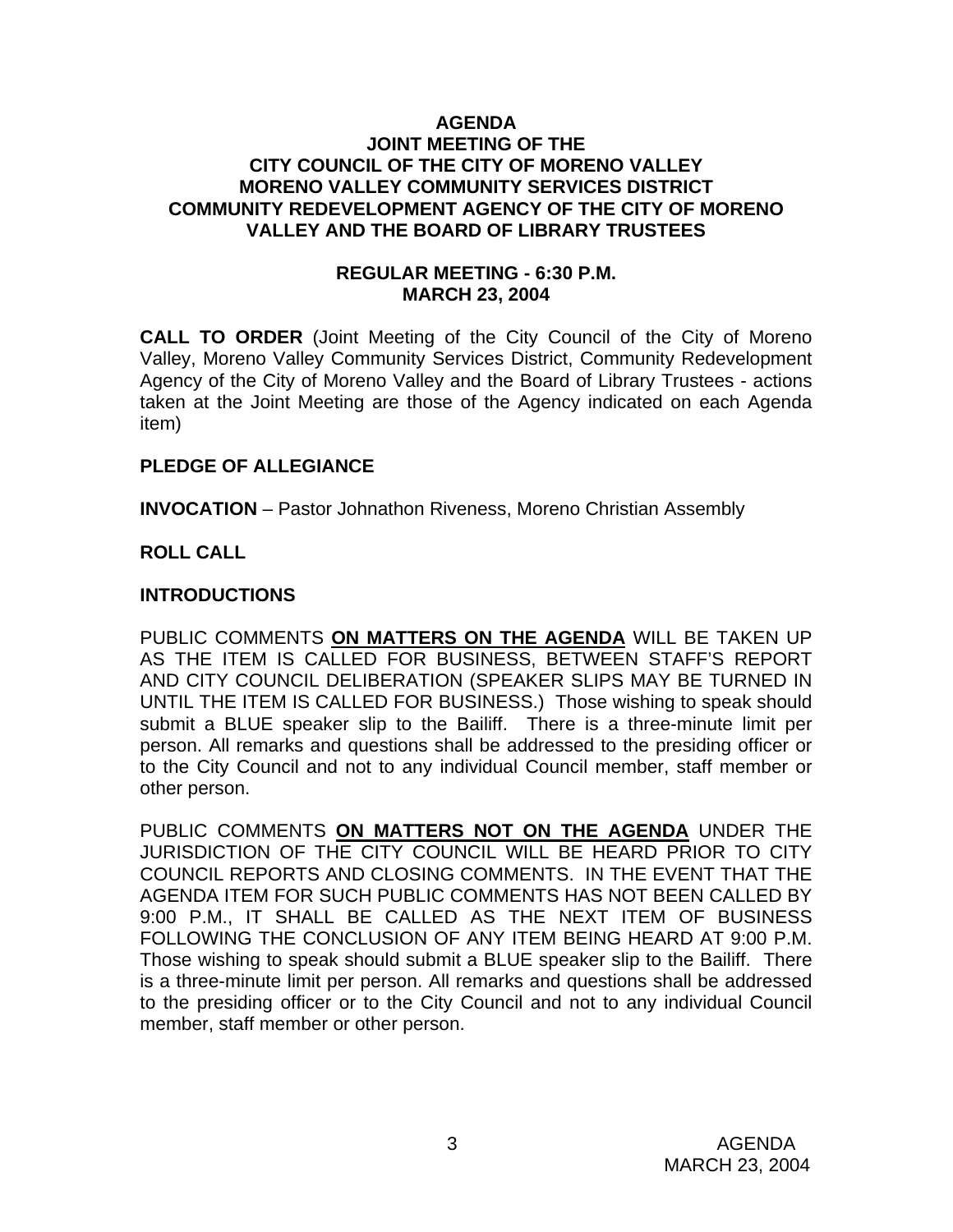# AGENDA
## JOINT MEETING OF THE CITY COUNCIL OF THE CITY OF MORENO VALLEY MORENO VALLEY COMMUNITY SERVICES DISTRICT COMMUNITY REDEVELOPMENT AGENCY OF THE CITY OF MORENO VALLEY AND THE BOARD OF LIBRARY TRUSTEES

### REGULAR MEETING - 6:30 P.M.
### MARCH 23, 2004

**CALL TO ORDER** (Joint Meeting of the City Council of the City of Moreno Valley, Moreno Valley Community Services District, Community Redevelopment Agency of the City of Moreno Valley and the Board of Library Trustees - actions taken at the Joint Meeting are those of the Agency indicated on each Agenda item)

**PLEDGE OF ALLEGIANCE**

**INVOCATION** – Pastor Johnathon Riveness, Moreno Christian Assembly

**ROLL CALL**

**INTRODUCTIONS**

PUBLIC COMMENTS **ON MATTERS ON THE AGENDA** WILL BE TAKEN UP AS THE ITEM IS CALLED FOR BUSINESS, BETWEEN STAFF'S REPORT AND CITY COUNCIL DELIBERATION (SPEAKER SLIPS MAY BE TURNED IN UNTIL THE ITEM IS CALLED FOR BUSINESS.) Those wishing to speak should submit a BLUE speaker slip to the Bailiff. There is a three-minute limit per person. All remarks and questions shall be addressed to the presiding officer or to the City Council and not to any individual Council member, staff member or other person.

PUBLIC COMMENTS **ON MATTERS NOT ON THE AGENDA** UNDER THE JURISDICTION OF THE CITY COUNCIL WILL BE HEARD PRIOR TO CITY COUNCIL REPORTS AND CLOSING COMMENTS. IN THE EVENT THAT THE AGENDA ITEM FOR SUCH PUBLIC COMMENTS HAS NOT BEEN CALLED BY 9:00 P.M., IT SHALL BE CALLED AS THE NEXT ITEM OF BUSINESS FOLLOWING THE CONCLUSION OF ANY ITEM BEING HEARD AT 9:00 P.M. Those wishing to speak should submit a BLUE speaker slip to the Bailiff. There is a three-minute limit per person. All remarks and questions shall be addressed to the presiding officer or to the City Council and not to any individual Council member, staff member or other person.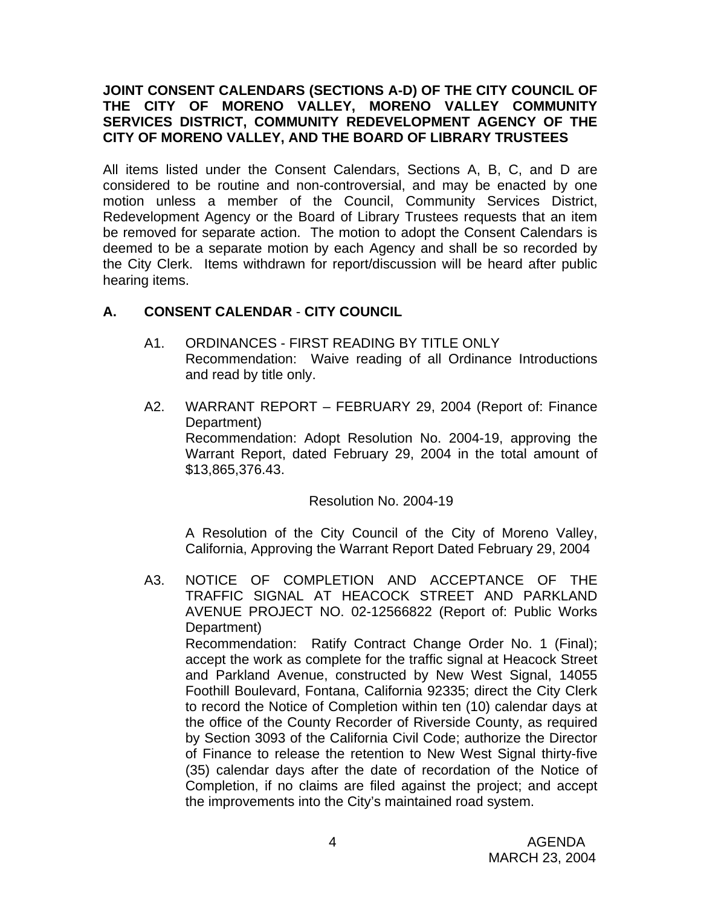**JOINT CONSENT CALENDARS (SECTIONS A-D) OF THE CITY COUNCIL OF THE CITY OF MORENO VALLEY, MORENO VALLEY COMMUNITY SERVICES DISTRICT, COMMUNITY REDEVELOPMENT AGENCY OF THE CITY OF MORENO VALLEY, AND THE BOARD OF LIBRARY TRUSTEES**

All items listed under the Consent Calendars, Sections A, B, C, and D are considered to be routine and non-controversial, and may be enacted by one motion unless a member of the Council, Community Services District, Redevelopment Agency or the Board of Library Trustees requests that an item be removed for separate action. The motion to adopt the Consent Calendars is deemed to be a separate motion by each Agency and shall be so recorded by the City Clerk. Items withdrawn for report/discussion will be heard after public hearing items.

## A. CONSENT CALENDAR - CITY COUNCIL

A1. ORDINANCES - FIRST READING BY TITLE ONLY
Recommendation: Waive reading of all Ordinance Introductions and read by title only.

A2. WARRANT REPORT – FEBRUARY 29, 2004 (Report of: Finance Department)
Recommendation: Adopt Resolution No. 2004-19, approving the Warrant Report, dated February 29, 2004 in the total amount of $13,865,376.43.

Resolution No. 2004-19

A Resolution of the City Council of the City of Moreno Valley, California, Approving the Warrant Report Dated February 29, 2004

A3. NOTICE OF COMPLETION AND ACCEPTANCE OF THE TRAFFIC SIGNAL AT HEACOCK STREET AND PARKLAND AVENUE PROJECT NO. 02-12566822 (Report of: Public Works Department)
Recommendation: Ratify Contract Change Order No. 1 (Final); accept the work as complete for the traffic signal at Heacock Street and Parkland Avenue, constructed by New West Signal, 14055 Foothill Boulevard, Fontana, California 92335; direct the City Clerk to record the Notice of Completion within ten (10) calendar days at the office of the County Recorder of Riverside County, as required by Section 3093 of the California Civil Code; authorize the Director of Finance to release the retention to New West Signal thirty-five (35) calendar days after the date of recordation of the Notice of Completion, if no claims are filed against the project; and accept the improvements into the City's maintained road system.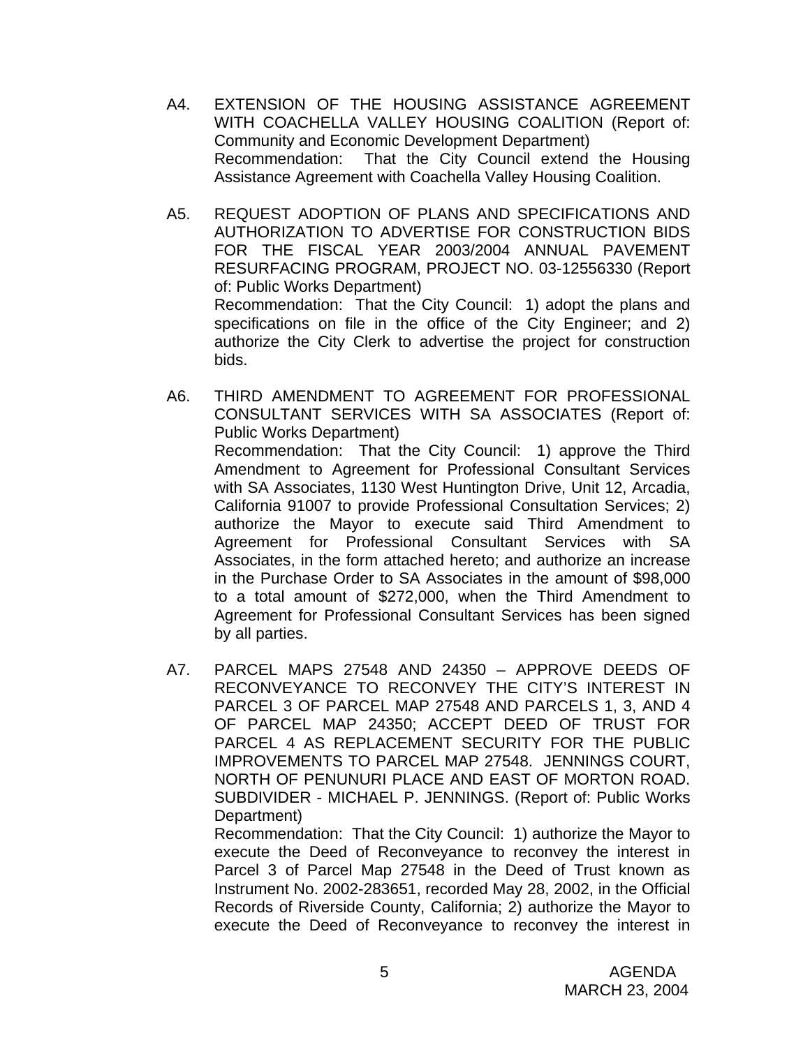A4. EXTENSION OF THE HOUSING ASSISTANCE AGREEMENT WITH COACHELLA VALLEY HOUSING COALITION (Report of: Community and Economic Development Department)
Recommendation: That the City Council extend the Housing Assistance Agreement with Coachella Valley Housing Coalition.

A5. REQUEST ADOPTION OF PLANS AND SPECIFICATIONS AND AUTHORIZATION TO ADVERTISE FOR CONSTRUCTION BIDS FOR THE FISCAL YEAR 2003/2004 ANNUAL PAVEMENT RESURFACING PROGRAM, PROJECT NO. 03-12556330 (Report of: Public Works Department)
Recommendation: That the City Council: 1) adopt the plans and specifications on file in the office of the City Engineer; and 2) authorize the City Clerk to advertise the project for construction bids.

A6. THIRD AMENDMENT TO AGREEMENT FOR PROFESSIONAL CONSULTANT SERVICES WITH SA ASSOCIATES (Report of: Public Works Department)
Recommendation: That the City Council: 1) approve the Third Amendment to Agreement for Professional Consultant Services with SA Associates, 1130 West Huntington Drive, Unit 12, Arcadia, California 91007 to provide Professional Consultation Services; 2) authorize the Mayor to execute said Third Amendment to Agreement for Professional Consultant Services with SA Associates, in the form attached hereto; and authorize an increase in the Purchase Order to SA Associates in the amount of $98,000 to a total amount of $272,000, when the Third Amendment to Agreement for Professional Consultant Services has been signed by all parties.

A7. PARCEL MAPS 27548 AND 24350 – APPROVE DEEDS OF RECONVEYANCE TO RECONVEY THE CITY'S INTEREST IN PARCEL 3 OF PARCEL MAP 27548 AND PARCELS 1, 3, AND 4 OF PARCEL MAP 24350; ACCEPT DEED OF TRUST FOR PARCEL 4 AS REPLACEMENT SECURITY FOR THE PUBLIC IMPROVEMENTS TO PARCEL MAP 27548. JENNINGS COURT, NORTH OF PENUNURI PLACE AND EAST OF MORTON ROAD. SUBDIVIDER - MICHAEL P. JENNINGS. (Report of: Public Works Department)
Recommendation: That the City Council: 1) authorize the Mayor to execute the Deed of Reconveyance to reconvey the interest in Parcel 3 of Parcel Map 27548 in the Deed of Trust known as Instrument No. 2002-283651, recorded May 28, 2002, in the Official Records of Riverside County, California; 2) authorize the Mayor to execute the Deed of Reconveyance to reconvey the interest in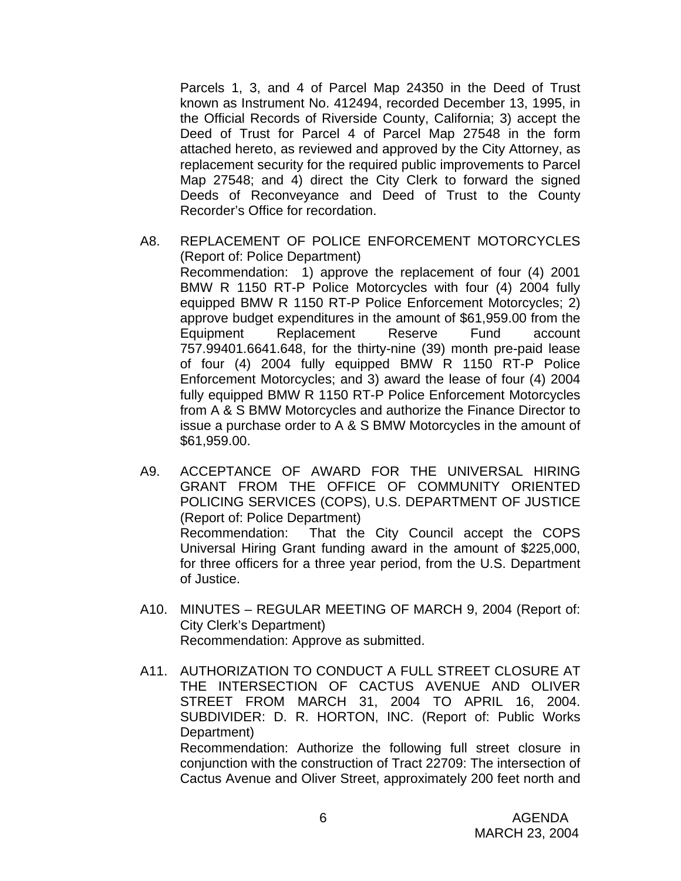Parcels 1, 3, and 4 of Parcel Map 24350 in the Deed of Trust known as Instrument No. 412494, recorded December 13, 1995, in the Official Records of Riverside County, California; 3) accept the Deed of Trust for Parcel 4 of Parcel Map 27548 in the form attached hereto, as reviewed and approved by the City Attorney, as replacement security for the required public improvements to Parcel Map 27548; and 4) direct the City Clerk to forward the signed Deeds of Reconveyance and Deed of Trust to the County Recorder's Office for recordation.

A8. REPLACEMENT OF POLICE ENFORCEMENT MOTORCYCLES (Report of: Police Department)
Recommendation: 1) approve the replacement of four (4) 2001 BMW R 1150 RT-P Police Motorcycles with four (4) 2004 fully equipped BMW R 1150 RT-P Police Enforcement Motorcycles; 2) approve budget expenditures in the amount of $61,959.00 from the Equipment Replacement Reserve Fund account 757.99401.6641.648, for the thirty-nine (39) month pre-paid lease of four (4) 2004 fully equipped BMW R 1150 RT-P Police Enforcement Motorcycles; and 3) award the lease of four (4) 2004 fully equipped BMW R 1150 RT-P Police Enforcement Motorcycles from A & S BMW Motorcycles and authorize the Finance Director to issue a purchase order to A & S BMW Motorcycles in the amount of $61,959.00.

A9. ACCEPTANCE OF AWARD FOR THE UNIVERSAL HIRING GRANT FROM THE OFFICE OF COMMUNITY ORIENTED POLICING SERVICES (COPS), U.S. DEPARTMENT OF JUSTICE (Report of: Police Department)
Recommendation: That the City Council accept the COPS Universal Hiring Grant funding award in the amount of $225,000, for three officers for a three year period, from the U.S. Department of Justice.

A10. MINUTES – REGULAR MEETING OF MARCH 9, 2004 (Report of: City Clerk's Department)
Recommendation: Approve as submitted.

A11. AUTHORIZATION TO CONDUCT A FULL STREET CLOSURE AT THE INTERSECTION OF CACTUS AVENUE AND OLIVER STREET FROM MARCH 31, 2004 TO APRIL 16, 2004. SUBDIVIDER: D. R. HORTON, INC. (Report of: Public Works Department)
Recommendation: Authorize the following full street closure in conjunction with the construction of Tract 22709: The intersection of Cactus Avenue and Oliver Street, approximately 200 feet north and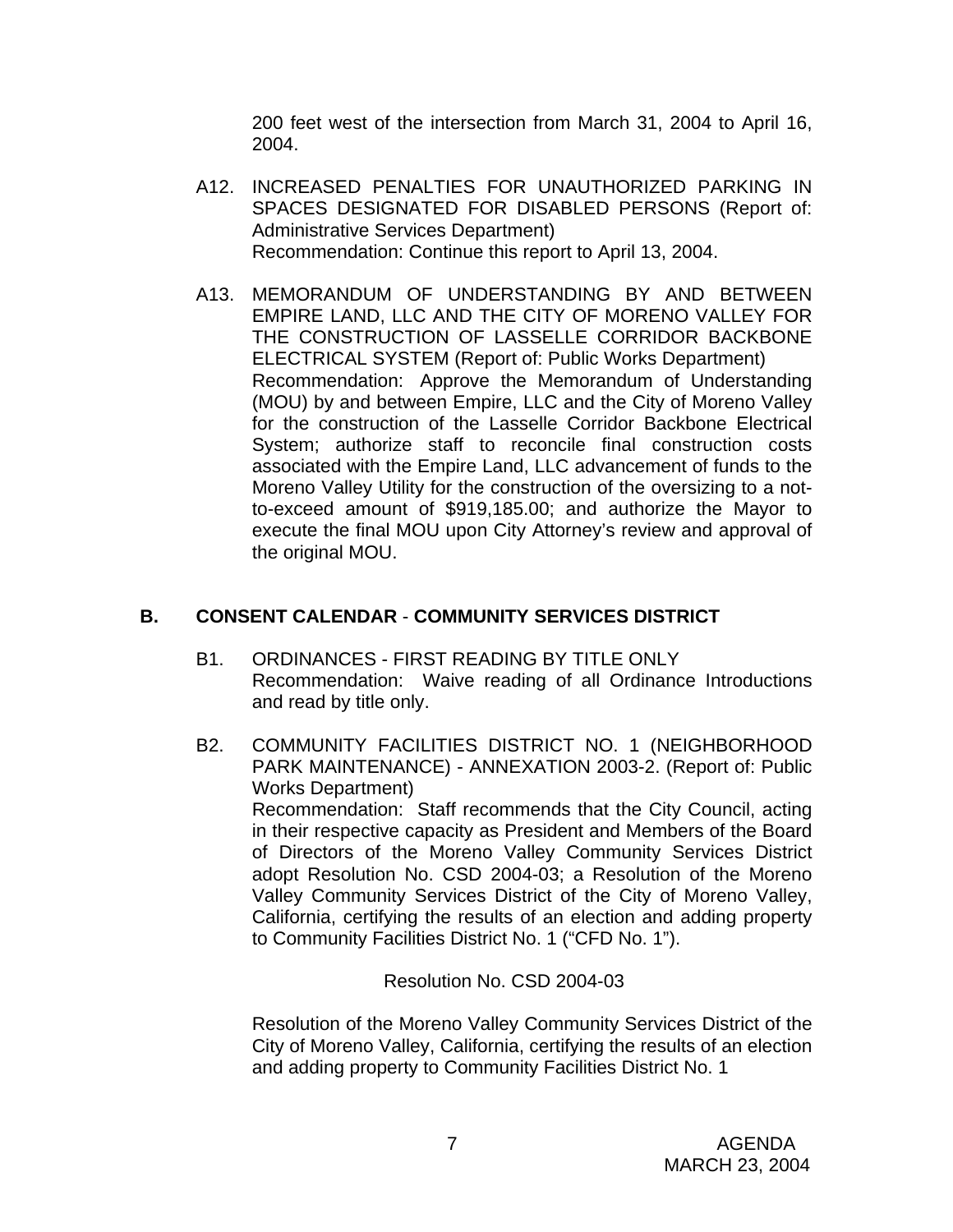200 feet west of the intersection from March 31, 2004 to April 16, 2004.

A12. INCREASED PENALTIES FOR UNAUTHORIZED PARKING IN SPACES DESIGNATED FOR DISABLED PERSONS (Report of: Administrative Services Department)
Recommendation: Continue this report to April 13, 2004.

A13. MEMORANDUM OF UNDERSTANDING BY AND BETWEEN EMPIRE LAND, LLC AND THE CITY OF MORENO VALLEY FOR THE CONSTRUCTION OF LASSELLE CORRIDOR BACKBONE ELECTRICAL SYSTEM (Report of: Public Works Department)
Recommendation: Approve the Memorandum of Understanding (MOU) by and between Empire, LLC and the City of Moreno Valley for the construction of the Lasselle Corridor Backbone Electrical System; authorize staff to reconcile final construction costs associated with the Empire Land, LLC advancement of funds to the Moreno Valley Utility for the construction of the oversizing to a not-to-exceed amount of $919,185.00; and authorize the Mayor to execute the final MOU upon City Attorney's review and approval of the original MOU.

## B. CONSENT CALENDAR - COMMUNITY SERVICES DISTRICT

B1. ORDINANCES - FIRST READING BY TITLE ONLY
Recommendation: Waive reading of all Ordinance Introductions and read by title only.

B2. COMMUNITY FACILITIES DISTRICT NO. 1 (NEIGHBORHOOD PARK MAINTENANCE) - ANNEXATION 2003-2. (Report of: Public Works Department)
Recommendation: Staff recommends that the City Council, acting in their respective capacity as President and Members of the Board of Directors of the Moreno Valley Community Services District adopt Resolution No. CSD 2004-03; a Resolution of the Moreno Valley Community Services District of the City of Moreno Valley, California, certifying the results of an election and adding property to Community Facilities District No. 1 ("CFD No. 1").

Resolution No. CSD 2004-03

Resolution of the Moreno Valley Community Services District of the City of Moreno Valley, California, certifying the results of an election and adding property to Community Facilities District No. 1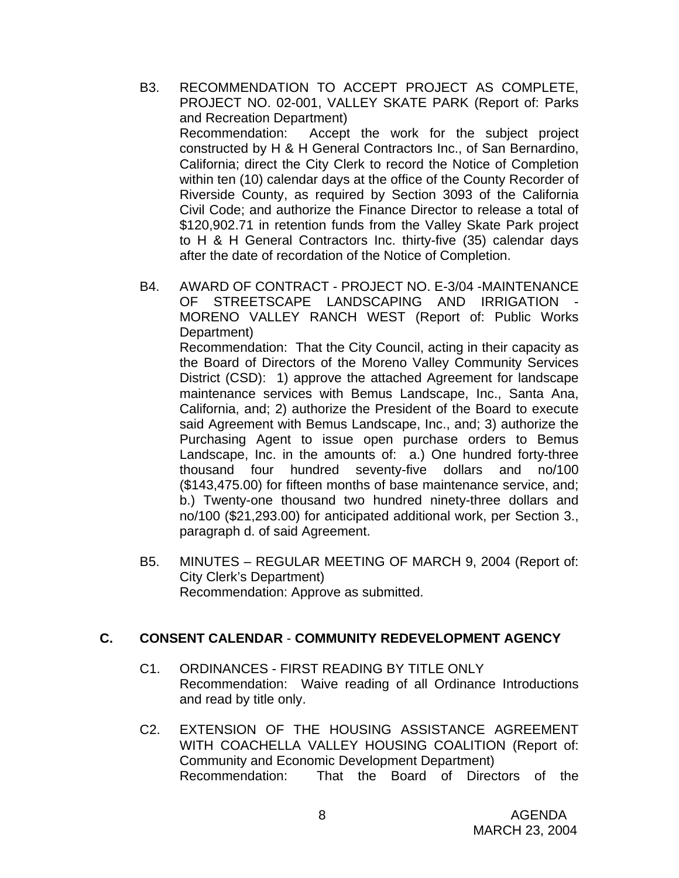B3. RECOMMENDATION TO ACCEPT PROJECT AS COMPLETE, PROJECT NO. 02-001, VALLEY SKATE PARK (Report of: Parks and Recreation Department)
Recommendation: Accept the work for the subject project constructed by H & H General Contractors Inc., of San Bernardino, California; direct the City Clerk to record the Notice of Completion within ten (10) calendar days at the office of the County Recorder of Riverside County, as required by Section 3093 of the California Civil Code; and authorize the Finance Director to release a total of $120,902.71 in retention funds from the Valley Skate Park project to H & H General Contractors Inc. thirty-five (35) calendar days after the date of recordation of the Notice of Completion.

B4. AWARD OF CONTRACT - PROJECT NO. E-3/04 -MAINTENANCE OF STREETSCAPE LANDSCAPING AND IRRIGATION - MORENO VALLEY RANCH WEST (Report of: Public Works Department)
Recommendation: That the City Council, acting in their capacity as the Board of Directors of the Moreno Valley Community Services District (CSD): 1) approve the attached Agreement for landscape maintenance services with Bemus Landscape, Inc., Santa Ana, California, and; 2) authorize the President of the Board to execute said Agreement with Bemus Landscape, Inc., and; 3) authorize the Purchasing Agent to issue open purchase orders to Bemus Landscape, Inc. in the amounts of: a.) One hundred forty-three thousand four hundred seventy-five dollars and no/100 ($143,475.00) for fifteen months of base maintenance service, and; b.) Twenty-one thousand two hundred ninety-three dollars and no/100 ($21,293.00) for anticipated additional work, per Section 3., paragraph d. of said Agreement.

B5. MINUTES – REGULAR MEETING OF MARCH 9, 2004 (Report of: City Clerk's Department)
Recommendation: Approve as submitted.

## C. CONSENT CALENDAR - COMMUNITY REDEVELOPMENT AGENCY

C1. ORDINANCES - FIRST READING BY TITLE ONLY
Recommendation: Waive reading of all Ordinance Introductions and read by title only.

C2. EXTENSION OF THE HOUSING ASSISTANCE AGREEMENT WITH COACHELLA VALLEY HOUSING COALITION (Report of: Community and Economic Development Department)
Recommendation: That the Board of Directors of the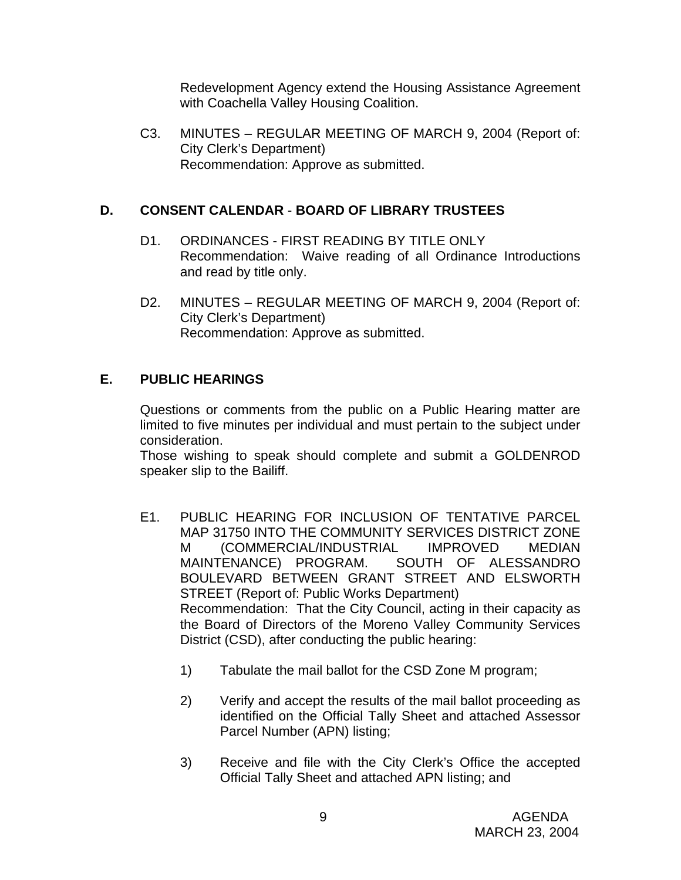Redevelopment Agency extend the Housing Assistance Agreement with Coachella Valley Housing Coalition.

C3. MINUTES – REGULAR MEETING OF MARCH 9, 2004 (Report of: City Clerk's Department)
Recommendation: Approve as submitted.

## D. CONSENT CALENDAR - BOARD OF LIBRARY TRUSTEES

D1. ORDINANCES - FIRST READING BY TITLE ONLY
Recommendation: Waive reading of all Ordinance Introductions and read by title only.

D2. MINUTES – REGULAR MEETING OF MARCH 9, 2004 (Report of: City Clerk's Department)
Recommendation: Approve as submitted.

## E. PUBLIC HEARINGS

Questions or comments from the public on a Public Hearing matter are limited to five minutes per individual and must pertain to the subject under consideration.
Those wishing to speak should complete and submit a GOLDENROD speaker slip to the Bailiff.

E1. PUBLIC HEARING FOR INCLUSION OF TENTATIVE PARCEL MAP 31750 INTO THE COMMUNITY SERVICES DISTRICT ZONE M (COMMERCIAL/INDUSTRIAL IMPROVED MEDIAN MAINTENANCE) PROGRAM. SOUTH OF ALESSANDRO BOULEVARD BETWEEN GRANT STREET AND ELSWORTH STREET (Report of: Public Works Department)
Recommendation: That the City Council, acting in their capacity as the Board of Directors of the Moreno Valley Community Services District (CSD), after conducting the public hearing:

1) Tabulate the mail ballot for the CSD Zone M program;

2) Verify and accept the results of the mail ballot proceeding as identified on the Official Tally Sheet and attached Assessor Parcel Number (APN) listing;

3) Receive and file with the City Clerk's Office the accepted Official Tally Sheet and attached APN listing; and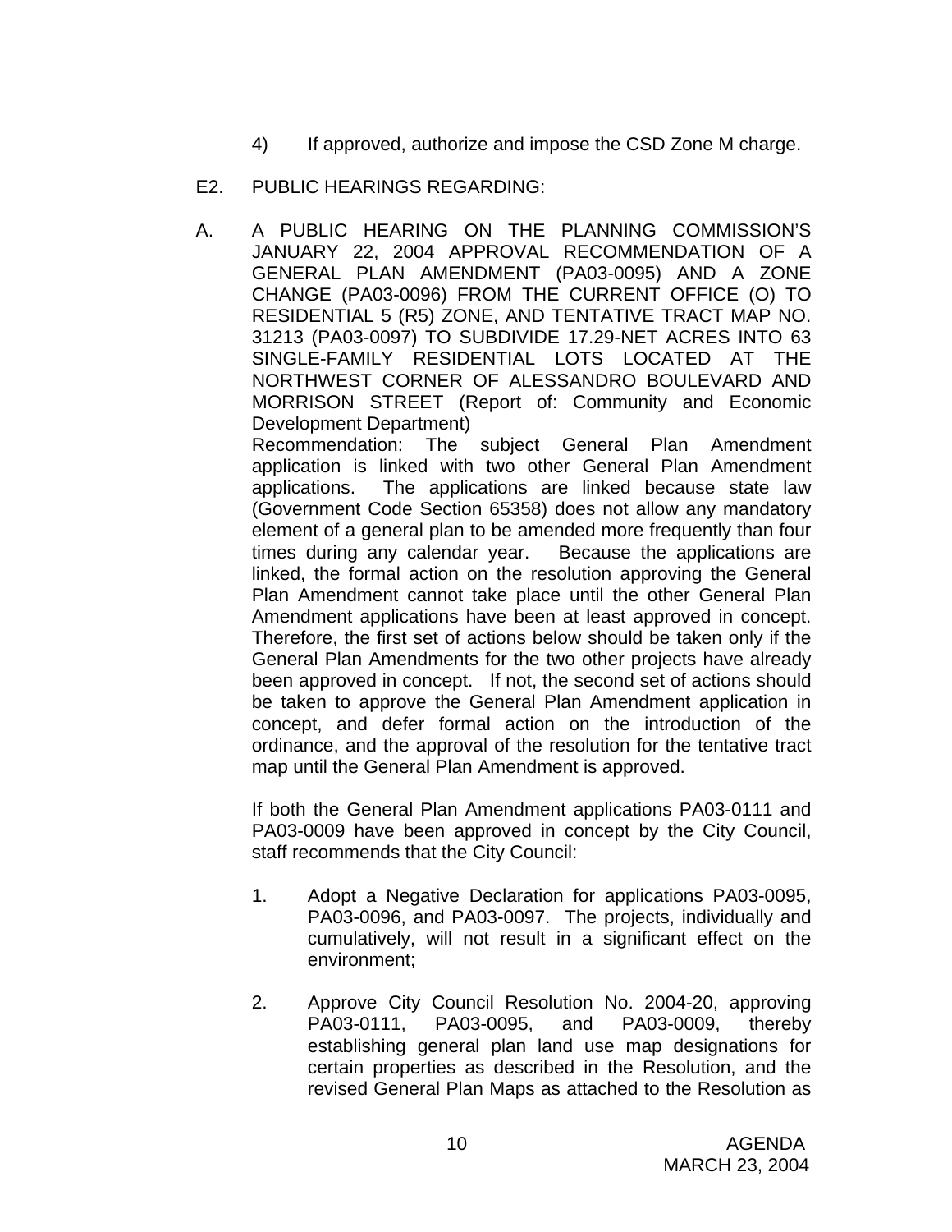4) If approved, authorize and impose the CSD Zone M charge.

E2. PUBLIC HEARINGS REGARDING:

A. A PUBLIC HEARING ON THE PLANNING COMMISSION'S JANUARY 22, 2004 APPROVAL RECOMMENDATION OF A GENERAL PLAN AMENDMENT (PA03-0095) AND A ZONE CHANGE (PA03-0096) FROM THE CURRENT OFFICE (O) TO RESIDENTIAL 5 (R5) ZONE, AND TENTATIVE TRACT MAP NO. 31213 (PA03-0097) TO SUBDIVIDE 17.29-NET ACRES INTO 63 SINGLE-FAMILY RESIDENTIAL LOTS LOCATED AT THE NORTHWEST CORNER OF ALESSANDRO BOULEVARD AND MORRISON STREET (Report of: Community and Economic Development Department)

Recommendation: The subject General Plan Amendment application is linked with two other General Plan Amendment applications. The applications are linked because state law (Government Code Section 65358) does not allow any mandatory element of a general plan to be amended more frequently than four times during any calendar year. Because the applications are linked, the formal action on the resolution approving the General Plan Amendment cannot take place until the other General Plan Amendment applications have been at least approved in concept. Therefore, the first set of actions below should be taken only if the General Plan Amendments for the two other projects have already been approved in concept. If not, the second set of actions should be taken to approve the General Plan Amendment application in concept, and defer formal action on the introduction of the ordinance, and the approval of the resolution for the tentative tract map until the General Plan Amendment is approved.

If both the General Plan Amendment applications PA03-0111 and PA03-0009 have been approved in concept by the City Council, staff recommends that the City Council:

1. Adopt a Negative Declaration for applications PA03-0095, PA03-0096, and PA03-0097. The projects, individually and cumulatively, will not result in a significant effect on the environment;

2. Approve City Council Resolution No. 2004-20, approving PA03-0111, PA03-0095, and PA03-0009, thereby establishing general plan land use map designations for certain properties as described in the Resolution, and the revised General Plan Maps as attached to the Resolution as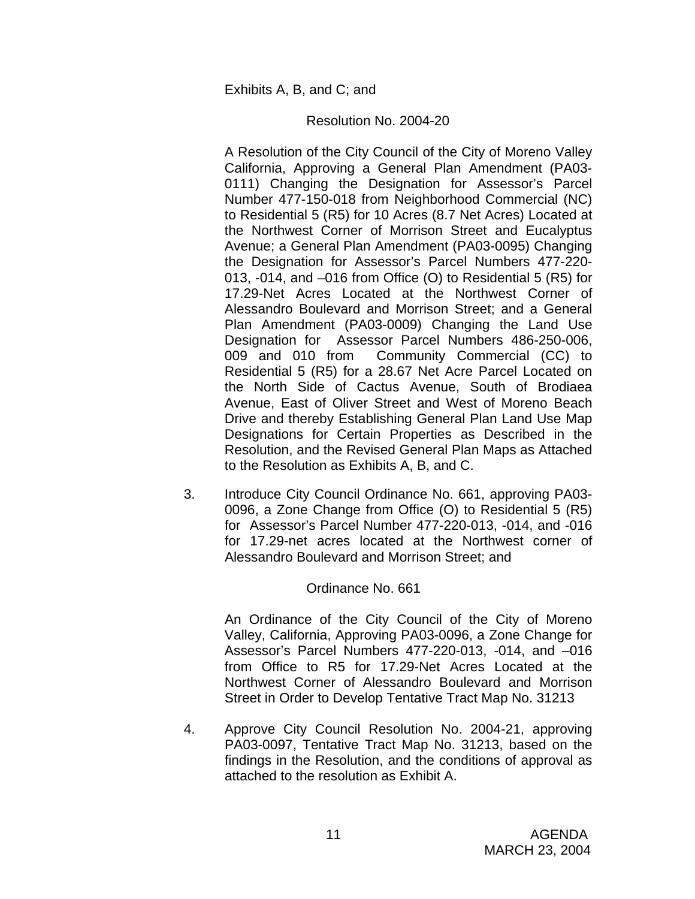Exhibits A, B, and C; and

Resolution No. 2004-20

A Resolution of the City Council of the City of Moreno Valley California, Approving a General Plan Amendment (PA03-0111) Changing the Designation for Assessor's Parcel Number 477-150-018 from Neighborhood Commercial (NC) to Residential 5 (R5) for 10 Acres (8.7 Net Acres) Located at the Northwest Corner of Morrison Street and Eucalyptus Avenue; a General Plan Amendment (PA03-0095) Changing the Designation for Assessor's Parcel Numbers 477-220-013, -014, and –016 from Office (O) to Residential 5 (R5) for 17.29-Net Acres Located at the Northwest Corner of Alessandro Boulevard and Morrison Street; and a General Plan Amendment (PA03-0009) Changing the Land Use Designation for Assessor Parcel Numbers 486-250-006, 009 and 010 from Community Commercial (CC) to Residential 5 (R5) for a 28.67 Net Acre Parcel Located on the North Side of Cactus Avenue, South of Brodiaea Avenue, East of Oliver Street and West of Moreno Beach Drive and thereby Establishing General Plan Land Use Map Designations for Certain Properties as Described in the Resolution, and the Revised General Plan Maps as Attached to the Resolution as Exhibits A, B, and C.

3. Introduce City Council Ordinance No. 661, approving PA03-0096, a Zone Change from Office (O) to Residential 5 (R5) for Assessor's Parcel Number 477-220-013, -014, and -016 for 17.29-net acres located at the Northwest corner of Alessandro Boulevard and Morrison Street; and

Ordinance No. 661

An Ordinance of the City Council of the City of Moreno Valley, California, Approving PA03-0096, a Zone Change for Assessor's Parcel Numbers 477-220-013, -014, and –016 from Office to R5 for 17.29-Net Acres Located at the Northwest Corner of Alessandro Boulevard and Morrison Street in Order to Develop Tentative Tract Map No. 31213

4. Approve City Council Resolution No. 2004-21, approving PA03-0097, Tentative Tract Map No. 31213, based on the findings in the Resolution, and the conditions of approval as attached to the resolution as Exhibit A.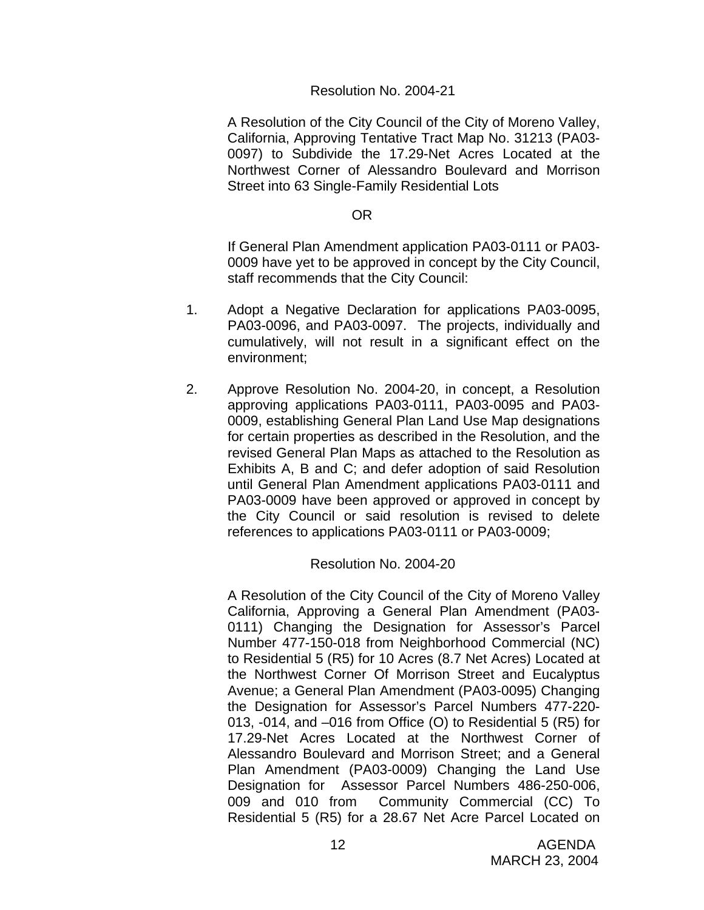Resolution No. 2004-21

A Resolution of the City Council of the City of Moreno Valley, California, Approving Tentative Tract Map No. 31213 (PA03-0097) to Subdivide the 17.29-Net Acres Located at the Northwest Corner of Alessandro Boulevard and Morrison Street into 63 Single-Family Residential Lots

OR

If General Plan Amendment application PA03-0111 or PA03-0009 have yet to be approved in concept by the City Council, staff recommends that the City Council:

1. Adopt a Negative Declaration for applications PA03-0095, PA03-0096, and PA03-0097. The projects, individually and cumulatively, will not result in a significant effect on the environment;

2. Approve Resolution No. 2004-20, in concept, a Resolution approving applications PA03-0111, PA03-0095 and PA03-0009, establishing General Plan Land Use Map designations for certain properties as described in the Resolution, and the revised General Plan Maps as attached to the Resolution as Exhibits A, B and C; and defer adoption of said Resolution until General Plan Amendment applications PA03-0111 and PA03-0009 have been approved or approved in concept by the City Council or said resolution is revised to delete references to applications PA03-0111 or PA03-0009;

Resolution No. 2004-20

A Resolution of the City Council of the City of Moreno Valley California, Approving a General Plan Amendment (PA03-0111) Changing the Designation for Assessor's Parcel Number 477-150-018 from Neighborhood Commercial (NC) to Residential 5 (R5) for 10 Acres (8.7 Net Acres) Located at the Northwest Corner Of Morrison Street and Eucalyptus Avenue; a General Plan Amendment (PA03-0095) Changing the Designation for Assessor's Parcel Numbers 477-220-013, -014, and –016 from Office (O) to Residential 5 (R5) for 17.29-Net Acres Located at the Northwest Corner of Alessandro Boulevard and Morrison Street; and a General Plan Amendment (PA03-0009) Changing the Land Use Designation for Assessor Parcel Numbers 486-250-006, 009 and 010 from Community Commercial (CC) To Residential 5 (R5) for a 28.67 Net Acre Parcel Located on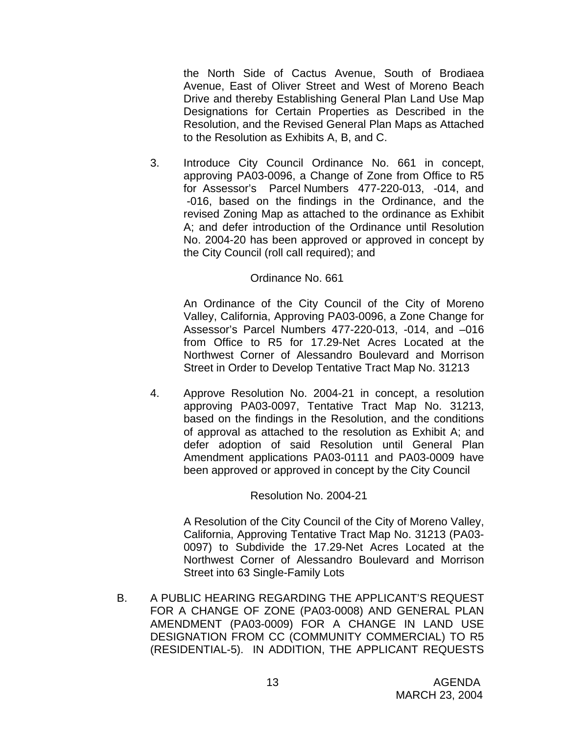the North Side of Cactus Avenue, South of Brodiaea Avenue, East of Oliver Street and West of Moreno Beach Drive and thereby Establishing General Plan Land Use Map Designations for Certain Properties as Described in the Resolution, and the Revised General Plan Maps as Attached to the Resolution as Exhibits A, B, and C.

3. Introduce City Council Ordinance No. 661 in concept, approving PA03-0096, a Change of Zone from Office to R5 for Assessor's Parcel Numbers 477-220-013, -014, and -016, based on the findings in the Ordinance, and the revised Zoning Map as attached to the ordinance as Exhibit A; and defer introduction of the Ordinance until Resolution No. 2004-20 has been approved or approved in concept by the City Council (roll call required); and

   Ordinance No. 661

   An Ordinance of the City Council of the City of Moreno Valley, California, Approving PA03-0096, a Zone Change for Assessor's Parcel Numbers 477-220-013, -014, and –016 from Office to R5 for 17.29-Net Acres Located at the Northwest Corner of Alessandro Boulevard and Morrison Street in Order to Develop Tentative Tract Map No. 31213

4. Approve Resolution No. 2004-21 in concept, a resolution approving PA03-0097, Tentative Tract Map No. 31213, based on the findings in the Resolution, and the conditions of approval as attached to the resolution as Exhibit A; and defer adoption of said Resolution until General Plan Amendment applications PA03-0111 and PA03-0009 have been approved or approved in concept by the City Council

   Resolution No. 2004-21

   A Resolution of the City Council of the City of Moreno Valley, California, Approving Tentative Tract Map No. 31213 (PA03-0097) to Subdivide the 17.29-Net Acres Located at the Northwest Corner of Alessandro Boulevard and Morrison Street into 63 Single-Family Lots

B. A PUBLIC HEARING REGARDING THE APPLICANT'S REQUEST FOR A CHANGE OF ZONE (PA03-0008) AND GENERAL PLAN AMENDMENT (PA03-0009) FOR A CHANGE IN LAND USE DESIGNATION FROM CC (COMMUNITY COMMERCIAL) TO R5 (RESIDENTIAL-5). IN ADDITION, THE APPLICANT REQUESTS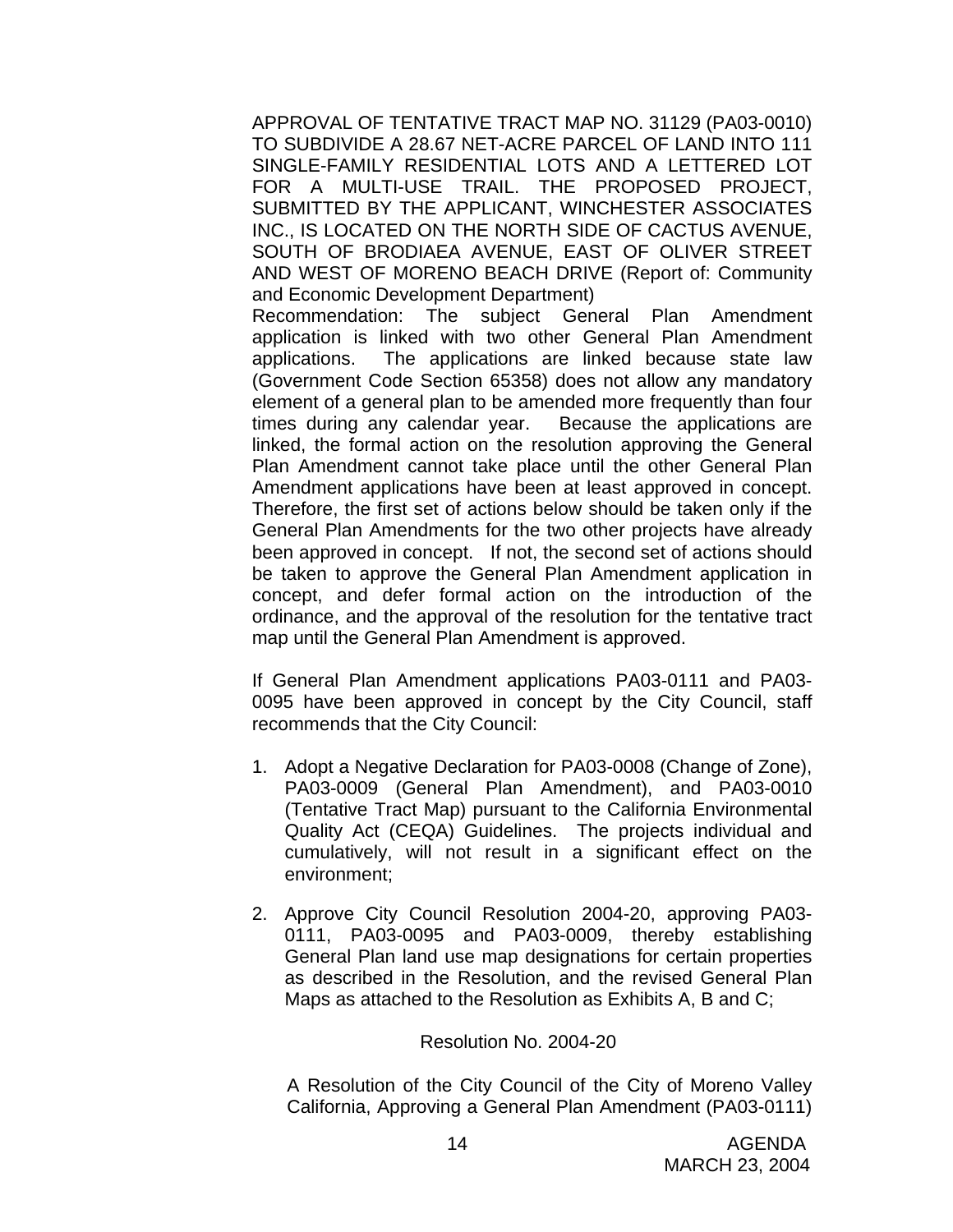APPROVAL OF TENTATIVE TRACT MAP NO. 31129 (PA03-0010) TO SUBDIVIDE A 28.67 NET-ACRE PARCEL OF LAND INTO 111 SINGLE-FAMILY RESIDENTIAL LOTS AND A LETTERED LOT FOR A MULTI-USE TRAIL. THE PROPOSED PROJECT, SUBMITTED BY THE APPLICANT, WINCHESTER ASSOCIATES INC., IS LOCATED ON THE NORTH SIDE OF CACTUS AVENUE, SOUTH OF BRODIAEA AVENUE, EAST OF OLIVER STREET AND WEST OF MORENO BEACH DRIVE (Report of: Community and Economic Development Department)

Recommendation: The subject General Plan Amendment application is linked with two other General Plan Amendment applications. The applications are linked because state law (Government Code Section 65358) does not allow any mandatory element of a general plan to be amended more frequently than four times during any calendar year. Because the applications are linked, the formal action on the resolution approving the General Plan Amendment cannot take place until the other General Plan Amendment applications have been at least approved in concept. Therefore, the first set of actions below should be taken only if the General Plan Amendments for the two other projects have already been approved in concept. If not, the second set of actions should be taken to approve the General Plan Amendment application in concept, and defer formal action on the introduction of the ordinance, and the approval of the resolution for the tentative tract map until the General Plan Amendment is approved.

If General Plan Amendment applications PA03-0111 and PA03-0095 have been approved in concept by the City Council, staff recommends that the City Council:

1. Adopt a Negative Declaration for PA03-0008 (Change of Zone), PA03-0009 (General Plan Amendment), and PA03-0010 (Tentative Tract Map) pursuant to the California Environmental Quality Act (CEQA) Guidelines. The projects individual and cumulatively, will not result in a significant effect on the environment;

2. Approve City Council Resolution 2004-20, approving PA03-0111, PA03-0095 and PA03-0009, thereby establishing General Plan land use map designations for certain properties as described in the Resolution, and the revised General Plan Maps as attached to the Resolution as Exhibits A, B and C;

   Resolution No. 2004-20

   A Resolution of the City Council of the City of Moreno Valley California, Approving a General Plan Amendment (PA03-0111)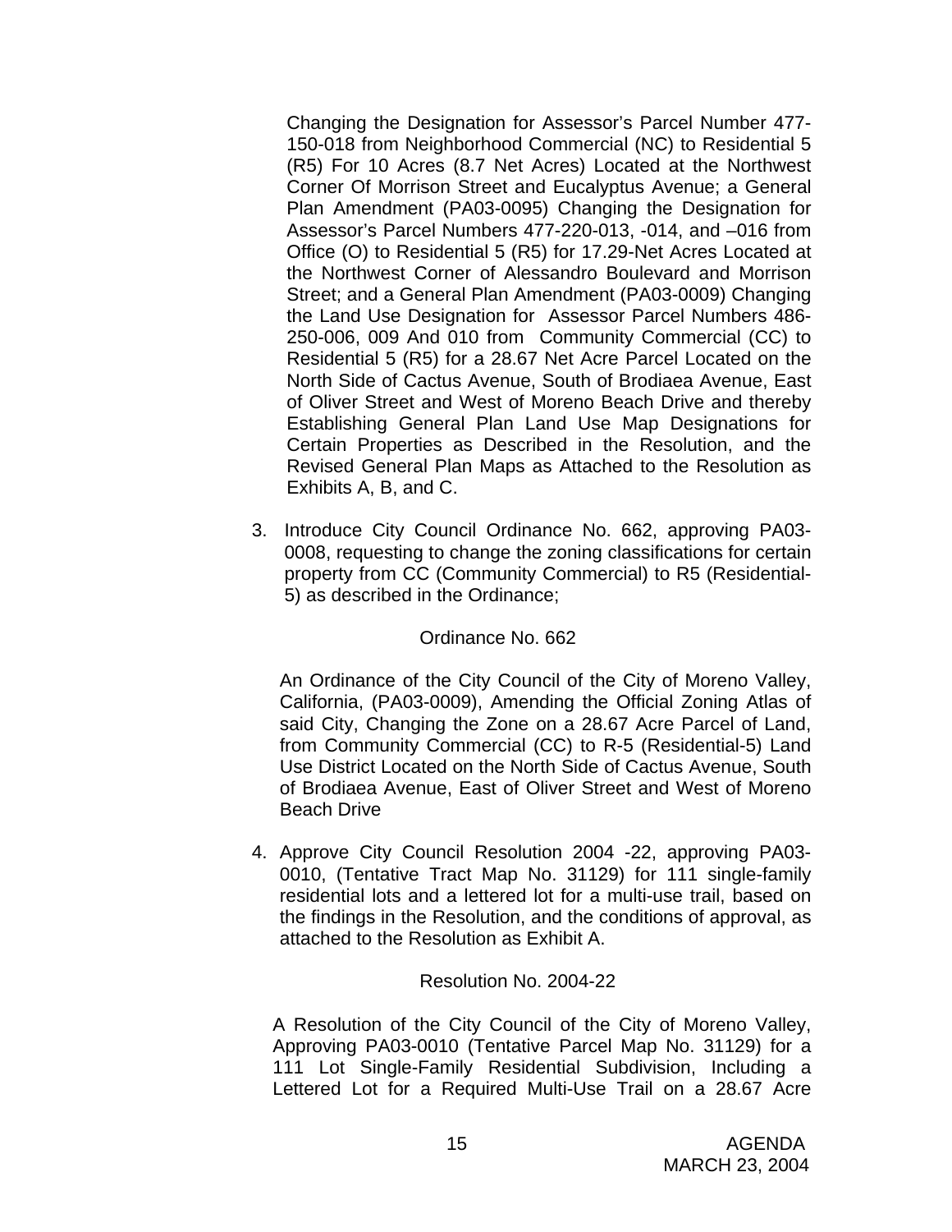Changing the Designation for Assessor's Parcel Number 477-150-018 from Neighborhood Commercial (NC) to Residential 5 (R5) For 10 Acres (8.7 Net Acres) Located at the Northwest Corner Of Morrison Street and Eucalyptus Avenue; a General Plan Amendment (PA03-0095) Changing the Designation for Assessor's Parcel Numbers 477-220-013, -014, and –016 from Office (O) to Residential 5 (R5) for 17.29-Net Acres Located at the Northwest Corner of Alessandro Boulevard and Morrison Street; and a General Plan Amendment (PA03-0009) Changing the Land Use Designation for Assessor Parcel Numbers 486-250-006, 009 And 010 from Community Commercial (CC) to Residential 5 (R5) for a 28.67 Net Acre Parcel Located on the North Side of Cactus Avenue, South of Brodiaea Avenue, East of Oliver Street and West of Moreno Beach Drive and thereby Establishing General Plan Land Use Map Designations for Certain Properties as Described in the Resolution, and the Revised General Plan Maps as Attached to the Resolution as Exhibits A, B, and C.

3. Introduce City Council Ordinance No. 662, approving PA03-0008, requesting to change the zoning classifications for certain property from CC (Community Commercial) to R5 (Residential-5) as described in the Ordinance;

   Ordinance No. 662

   An Ordinance of the City Council of the City of Moreno Valley, California, (PA03-0009), Amending the Official Zoning Atlas of said City, Changing the Zone on a 28.67 Acre Parcel of Land, from Community Commercial (CC) to R-5 (Residential-5) Land Use District Located on the North Side of Cactus Avenue, South of Brodiaea Avenue, East of Oliver Street and West of Moreno Beach Drive

4. Approve City Council Resolution 2004 -22, approving PA03-0010, (Tentative Tract Map No. 31129) for 111 single-family residential lots and a lettered lot for a multi-use trail, based on the findings in the Resolution, and the conditions of approval, as attached to the Resolution as Exhibit A.

   Resolution No. 2004-22

   A Resolution of the City Council of the City of Moreno Valley, Approving PA03-0010 (Tentative Parcel Map No. 31129) for a 111 Lot Single-Family Residential Subdivision, Including a Lettered Lot for a Required Multi-Use Trail on a 28.67 Acre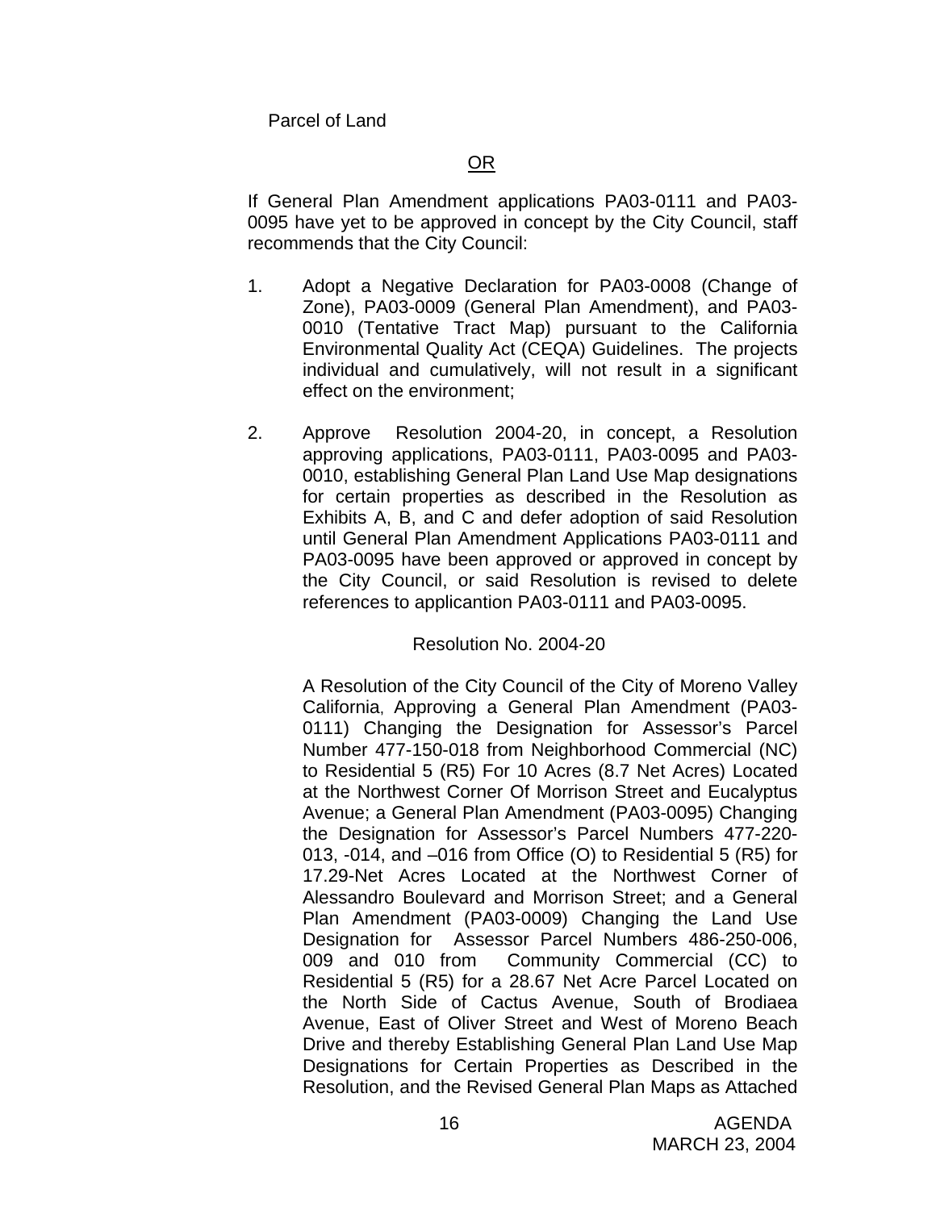Parcel of Land

OR

If General Plan Amendment applications PA03-0111 and PA03-0095 have yet to be approved in concept by the City Council, staff recommends that the City Council:

1. Adopt a Negative Declaration for PA03-0008 (Change of Zone), PA03-0009 (General Plan Amendment), and PA03-0010 (Tentative Tract Map) pursuant to the California Environmental Quality Act (CEQA) Guidelines. The projects individual and cumulatively, will not result in a significant effect on the environment;

2. Approve Resolution 2004-20, in concept, a Resolution approving applications, PA03-0111, PA03-0095 and PA03-0010, establishing General Plan Land Use Map designations for certain properties as described in the Resolution as Exhibits A, B, and C and defer adoption of said Resolution until General Plan Amendment Applications PA03-0111 and PA03-0095 have been approved or approved in concept by the City Council, or said Resolution is revised to delete references to applicantion PA03-0111 and PA03-0095.

Resolution No. 2004-20

A Resolution of the City Council of the City of Moreno Valley California, Approving a General Plan Amendment (PA03-0111) Changing the Designation for Assessor's Parcel Number 477-150-018 from Neighborhood Commercial (NC) to Residential 5 (R5) For 10 Acres (8.7 Net Acres) Located at the Northwest Corner Of Morrison Street and Eucalyptus Avenue; a General Plan Amendment (PA03-0095) Changing the Designation for Assessor's Parcel Numbers 477-220-013, -014, and –016 from Office (O) to Residential 5 (R5) for 17.29-Net Acres Located at the Northwest Corner of Alessandro Boulevard and Morrison Street; and a General Plan Amendment (PA03-0009) Changing the Land Use Designation for Assessor Parcel Numbers 486-250-006, 009 and 010 from Community Commercial (CC) to Residential 5 (R5) for a 28.67 Net Acre Parcel Located on the North Side of Cactus Avenue, South of Brodiaea Avenue, East of Oliver Street and West of Moreno Beach Drive and thereby Establishing General Plan Land Use Map Designations for Certain Properties as Described in the Resolution, and the Revised General Plan Maps as Attached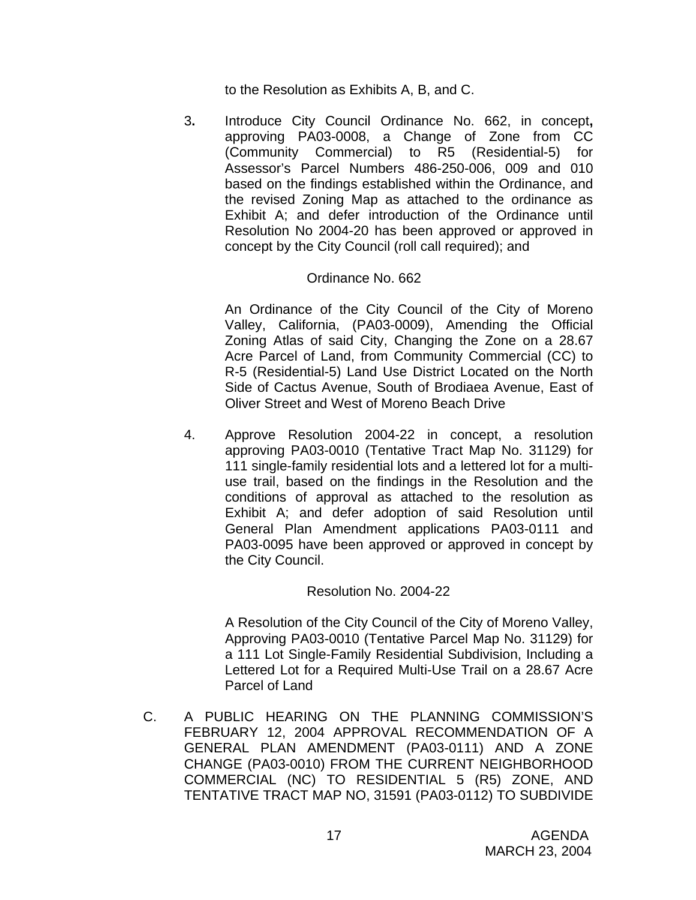to the Resolution as Exhibits A, B, and C.

3. Introduce City Council Ordinance No. 662, in concept, approving PA03-0008, a Change of Zone from CC (Community Commercial) to R5 (Residential-5) for Assessor's Parcel Numbers 486-250-006, 009 and 010 based on the findings established within the Ordinance, and the revised Zoning Map as attached to the ordinance as Exhibit A; and defer introduction of the Ordinance until Resolution No 2004-20 has been approved or approved in concept by the City Council (roll call required); and

Ordinance No. 662

An Ordinance of the City Council of the City of Moreno Valley, California, (PA03-0009), Amending the Official Zoning Atlas of said City, Changing the Zone on a 28.67 Acre Parcel of Land, from Community Commercial (CC) to R-5 (Residential-5) Land Use District Located on the North Side of Cactus Avenue, South of Brodiaea Avenue, East of Oliver Street and West of Moreno Beach Drive

4. Approve Resolution 2004-22 in concept, a resolution approving PA03-0010 (Tentative Tract Map No. 31129) for 111 single-family residential lots and a lettered lot for a multi-use trail, based on the findings in the Resolution and the conditions of approval as attached to the resolution as Exhibit A; and defer adoption of said Resolution until General Plan Amendment applications PA03-0111 and PA03-0095 have been approved or approved in concept by the City Council.

Resolution No. 2004-22

A Resolution of the City Council of the City of Moreno Valley, Approving PA03-0010 (Tentative Parcel Map No. 31129) for a 111 Lot Single-Family Residential Subdivision, Including a Lettered Lot for a Required Multi-Use Trail on a 28.67 Acre Parcel of Land

C. A PUBLIC HEARING ON THE PLANNING COMMISSION'S FEBRUARY 12, 2004 APPROVAL RECOMMENDATION OF A GENERAL PLAN AMENDMENT (PA03-0111) AND A ZONE CHANGE (PA03-0010) FROM THE CURRENT NEIGHBORHOOD COMMERCIAL (NC) TO RESIDENTIAL 5 (R5) ZONE, AND TENTATIVE TRACT MAP NO, 31591 (PA03-0112) TO SUBDIVIDE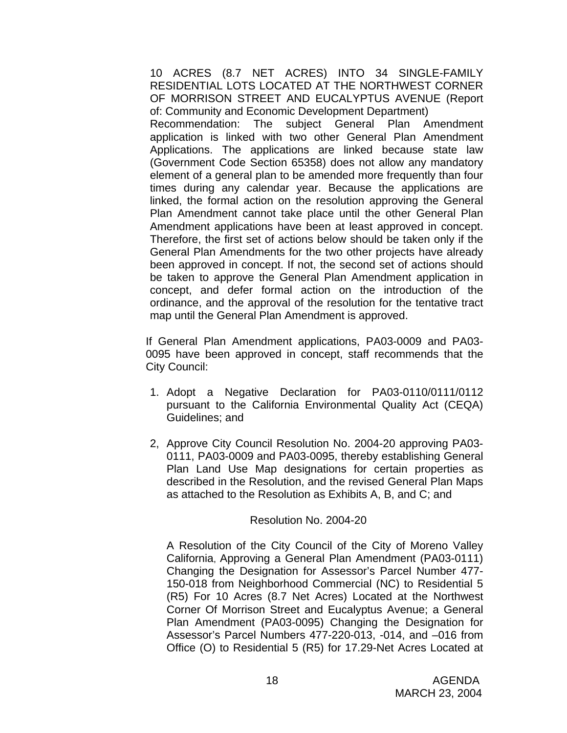10 ACRES (8.7 NET ACRES) INTO 34 SINGLE-FAMILY RESIDENTIAL LOTS LOCATED AT THE NORTHWEST CORNER OF MORRISON STREET AND EUCALYPTUS AVENUE (Report of: Community and Economic Development Department)

Recommendation: The subject General Plan Amendment application is linked with two other General Plan Amendment Applications. The applications are linked because state law (Government Code Section 65358) does not allow any mandatory element of a general plan to be amended more frequently than four times during any calendar year. Because the applications are linked, the formal action on the resolution approving the General Plan Amendment cannot take place until the other General Plan Amendment applications have been at least approved in concept. Therefore, the first set of actions below should be taken only if the General Plan Amendments for the two other projects have already been approved in concept. If not, the second set of actions should be taken to approve the General Plan Amendment application in concept, and defer formal action on the introduction of the ordinance, and the approval of the resolution for the tentative tract map until the General Plan Amendment is approved.

If General Plan Amendment applications, PA03-0009 and PA03-0095 have been approved in concept, staff recommends that the City Council:

1. Adopt a Negative Declaration for PA03-0110/0111/0112 pursuant to the California Environmental Quality Act (CEQA) Guidelines; and

2, Approve City Council Resolution No. 2004-20 approving PA03-0111, PA03-0009 and PA03-0095, thereby establishing General Plan Land Use Map designations for certain properties as described in the Resolution, and the revised General Plan Maps as attached to the Resolution as Exhibits A, B, and C; and

Resolution No. 2004-20

A Resolution of the City Council of the City of Moreno Valley California, Approving a General Plan Amendment (PA03-0111) Changing the Designation for Assessor's Parcel Number 477-150-018 from Neighborhood Commercial (NC) to Residential 5 (R5) For 10 Acres (8.7 Net Acres) Located at the Northwest Corner Of Morrison Street and Eucalyptus Avenue; a General Plan Amendment (PA03-0095) Changing the Designation for Assessor's Parcel Numbers 477-220-013, -014, and –016 from Office (O) to Residential 5 (R5) for 17.29-Net Acres Located at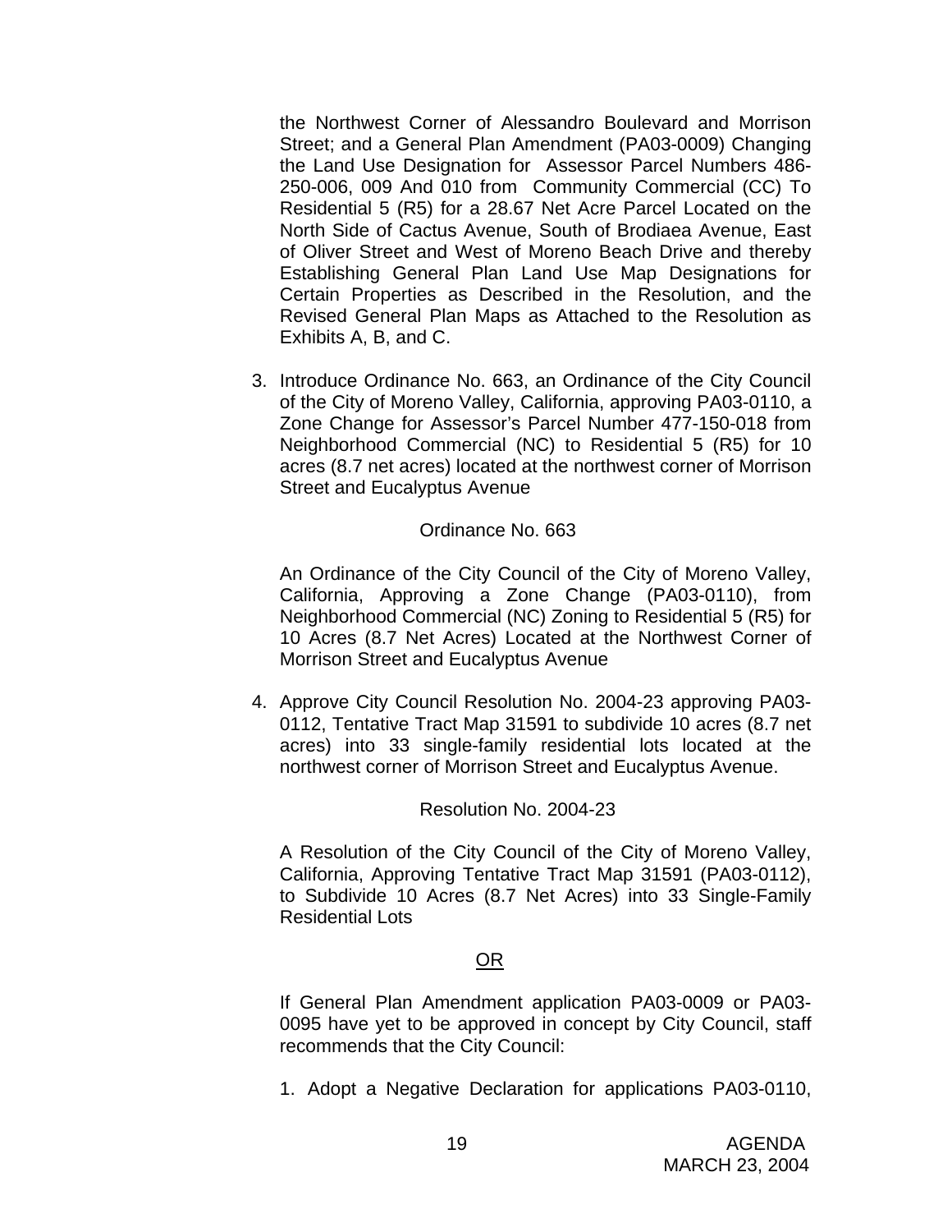the Northwest Corner of Alessandro Boulevard and Morrison Street; and a General Plan Amendment (PA03-0009) Changing the Land Use Designation for Assessor Parcel Numbers 486-250-006, 009 And 010 from Community Commercial (CC) To Residential 5 (R5) for a 28.67 Net Acre Parcel Located on the North Side of Cactus Avenue, South of Brodiaea Avenue, East of Oliver Street and West of Moreno Beach Drive and thereby Establishing General Plan Land Use Map Designations for Certain Properties as Described in the Resolution, and the Revised General Plan Maps as Attached to the Resolution as Exhibits A, B, and C.

3. Introduce Ordinance No. 663, an Ordinance of the City Council of the City of Moreno Valley, California, approving PA03-0110, a Zone Change for Assessor's Parcel Number 477-150-018 from Neighborhood Commercial (NC) to Residential 5 (R5) for 10 acres (8.7 net acres) located at the northwest corner of Morrison Street and Eucalyptus Avenue

   Ordinance No. 663

   An Ordinance of the City Council of the City of Moreno Valley, California, Approving a Zone Change (PA03-0110), from Neighborhood Commercial (NC) Zoning to Residential 5 (R5) for 10 Acres (8.7 Net Acres) Located at the Northwest Corner of Morrison Street and Eucalyptus Avenue

4. Approve City Council Resolution No. 2004-23 approving PA03-0112, Tentative Tract Map 31591 to subdivide 10 acres (8.7 net acres) into 33 single-family residential lots located at the northwest corner of Morrison Street and Eucalyptus Avenue.

   Resolution No. 2004-23

   A Resolution of the City Council of the City of Moreno Valley, California, Approving Tentative Tract Map 31591 (PA03-0112), to Subdivide 10 Acres (8.7 Net Acres) into 33 Single-Family Residential Lots

<u>OR</u>

If General Plan Amendment application PA03-0009 or PA03-0095 have yet to be approved in concept by City Council, staff recommends that the City Council:

1. Adopt a Negative Declaration for applications PA03-0110,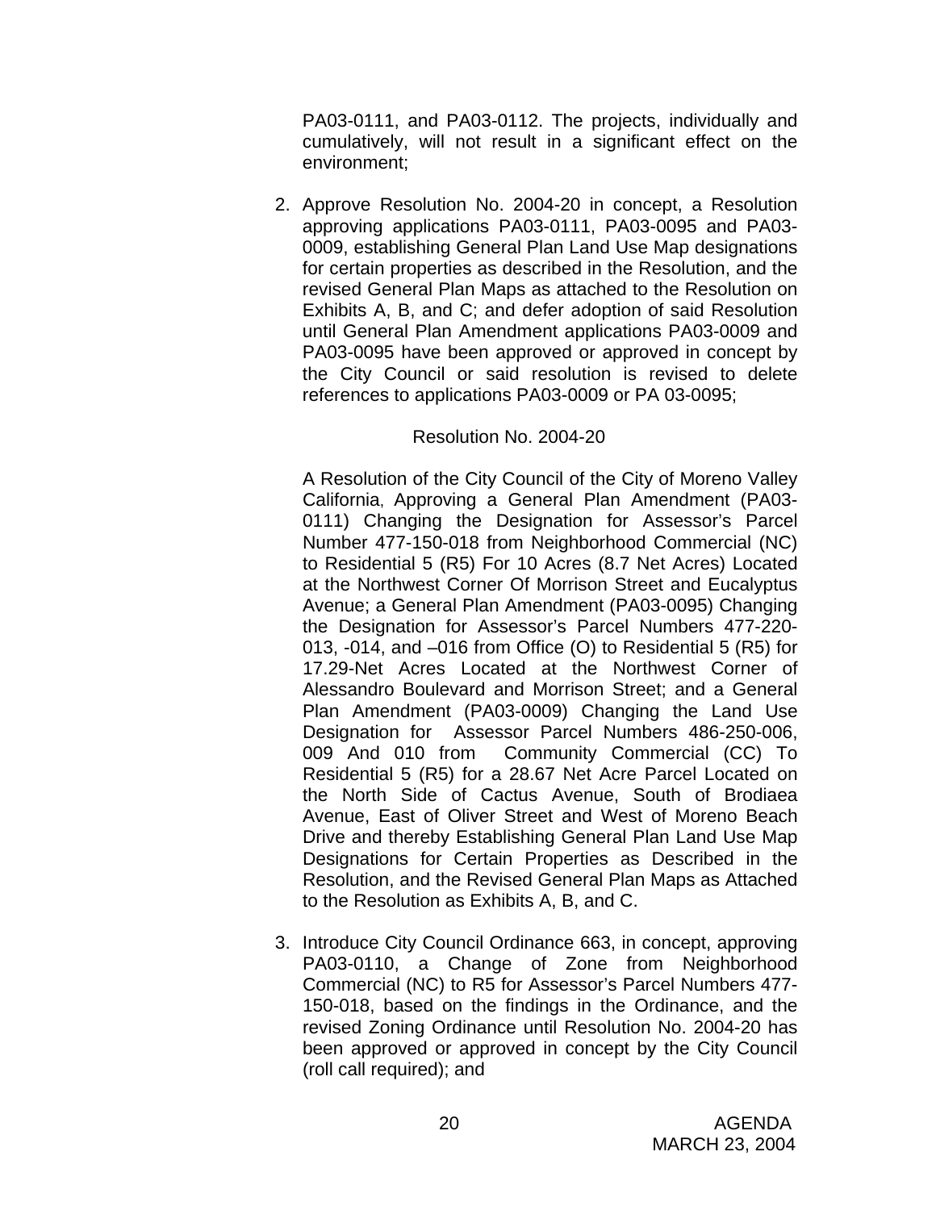PA03-0111, and PA03-0112. The projects, individually and cumulatively, will not result in a significant effect on the environment;

2. Approve Resolution No. 2004-20 in concept, a Resolution approving applications PA03-0111, PA03-0095 and PA03-0009, establishing General Plan Land Use Map designations for certain properties as described in the Resolution, and the revised General Plan Maps as attached to the Resolution on Exhibits A, B, and C; and defer adoption of said Resolution until General Plan Amendment applications PA03-0009 and PA03-0095 have been approved or approved in concept by the City Council or said resolution is revised to delete references to applications PA03-0009 or PA 03-0095;

   Resolution No. 2004-20

   A Resolution of the City Council of the City of Moreno Valley California, Approving a General Plan Amendment (PA03-0111) Changing the Designation for Assessor's Parcel Number 477-150-018 from Neighborhood Commercial (NC) to Residential 5 (R5) For 10 Acres (8.7 Net Acres) Located at the Northwest Corner Of Morrison Street and Eucalyptus Avenue; a General Plan Amendment (PA03-0095) Changing the Designation for Assessor's Parcel Numbers 477-220-013, -014, and –016 from Office (O) to Residential 5 (R5) for 17.29-Net Acres Located at the Northwest Corner of Alessandro Boulevard and Morrison Street; and a General Plan Amendment (PA03-0009) Changing the Land Use Designation for Assessor Parcel Numbers 486-250-006, 009 And 010 from Community Commercial (CC) To Residential 5 (R5) for a 28.67 Net Acre Parcel Located on the North Side of Cactus Avenue, South of Brodiaea Avenue, East of Oliver Street and West of Moreno Beach Drive and thereby Establishing General Plan Land Use Map Designations for Certain Properties as Described in the Resolution, and the Revised General Plan Maps as Attached to the Resolution as Exhibits A, B, and C.

3. Introduce City Council Ordinance 663, in concept, approving PA03-0110, a Change of Zone from Neighborhood Commercial (NC) to R5 for Assessor's Parcel Numbers 477-150-018, based on the findings in the Ordinance, and the revised Zoning Ordinance until Resolution No. 2004-20 has been approved or approved in concept by the City Council (roll call required); and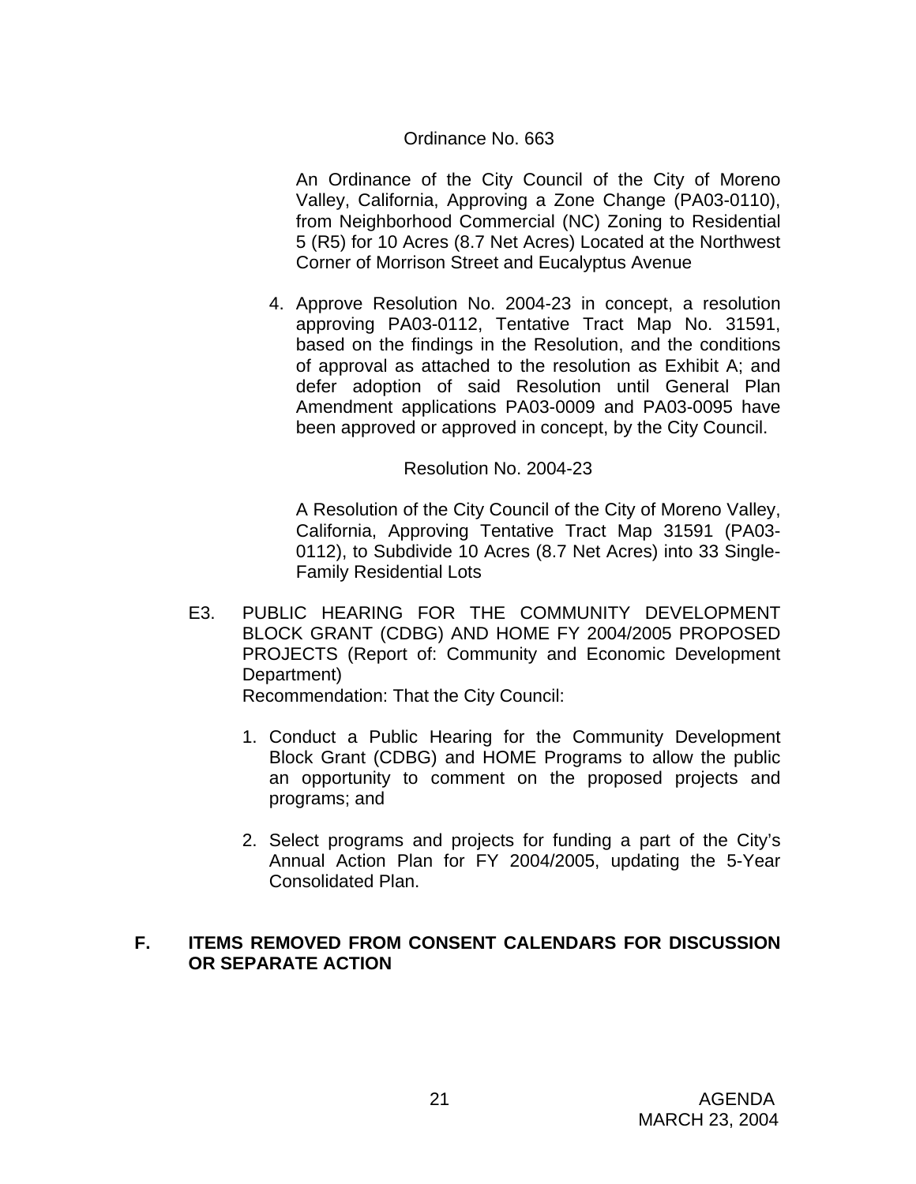Ordinance No. 663

An Ordinance of the City Council of the City of Moreno Valley, California, Approving a Zone Change (PA03-0110), from Neighborhood Commercial (NC) Zoning to Residential 5 (R5) for 10 Acres (8.7 Net Acres) Located at the Northwest Corner of Morrison Street and Eucalyptus Avenue

4. Approve Resolution No. 2004-23 in concept, a resolution approving PA03-0112, Tentative Tract Map No. 31591, based on the findings in the Resolution, and the conditions of approval as attached to the resolution as Exhibit A; and defer adoption of said Resolution until General Plan Amendment applications PA03-0009 and PA03-0095 have been approved or approved in concept, by the City Council.

Resolution No. 2004-23

A Resolution of the City Council of the City of Moreno Valley, California, Approving Tentative Tract Map 31591 (PA03-0112), to Subdivide 10 Acres (8.7 Net Acres) into 33 Single-Family Residential Lots

E3. PUBLIC HEARING FOR THE COMMUNITY DEVELOPMENT BLOCK GRANT (CDBG) AND HOME FY 2004/2005 PROPOSED PROJECTS (Report of: Community and Economic Development Department)
Recommendation: That the City Council:

1. Conduct a Public Hearing for the Community Development Block Grant (CDBG) and HOME Programs to allow the public an opportunity to comment on the proposed projects and programs; and

2. Select programs and projects for funding a part of the City's Annual Action Plan for FY 2004/2005, updating the 5-Year Consolidated Plan.

## F. ITEMS REMOVED FROM CONSENT CALENDARS FOR DISCUSSION OR SEPARATE ACTION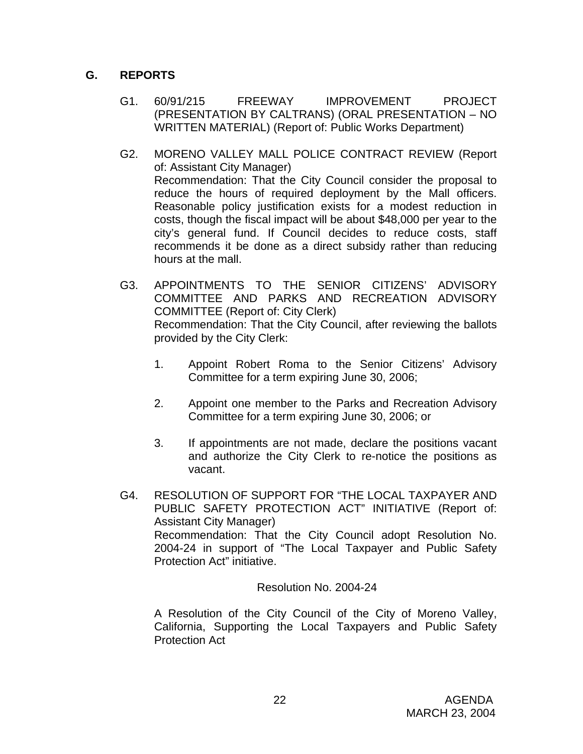## G. REPORTS

G1. 60/91/215 FREEWAY IMPROVEMENT PROJECT (PRESENTATION BY CALTRANS) (ORAL PRESENTATION – NO WRITTEN MATERIAL) (Report of: Public Works Department)

G2. MORENO VALLEY MALL POLICE CONTRACT REVIEW (Report of: Assistant City Manager)
Recommendation: That the City Council consider the proposal to reduce the hours of required deployment by the Mall officers. Reasonable policy justification exists for a modest reduction in costs, though the fiscal impact will be about $48,000 per year to the city's general fund. If Council decides to reduce costs, staff recommends it be done as a direct subsidy rather than reducing hours at the mall.

G3. APPOINTMENTS TO THE SENIOR CITIZENS' ADVISORY COMMITTEE AND PARKS AND RECREATION ADVISORY COMMITTEE (Report of: City Clerk)
Recommendation: That the City Council, after reviewing the ballots provided by the City Clerk:

1. Appoint Robert Roma to the Senior Citizens' Advisory Committee for a term expiring June 30, 2006;

2. Appoint one member to the Parks and Recreation Advisory Committee for a term expiring June 30, 2006; or

3. If appointments are not made, declare the positions vacant and authorize the City Clerk to re-notice the positions as vacant.

G4. RESOLUTION OF SUPPORT FOR "THE LOCAL TAXPAYER AND PUBLIC SAFETY PROTECTION ACT" INITIATIVE (Report of: Assistant City Manager)
Recommendation: That the City Council adopt Resolution No. 2004-24 in support of "The Local Taxpayer and Public Safety Protection Act" initiative.

Resolution No. 2004-24

A Resolution of the City Council of the City of Moreno Valley, California, Supporting the Local Taxpayers and Public Safety Protection Act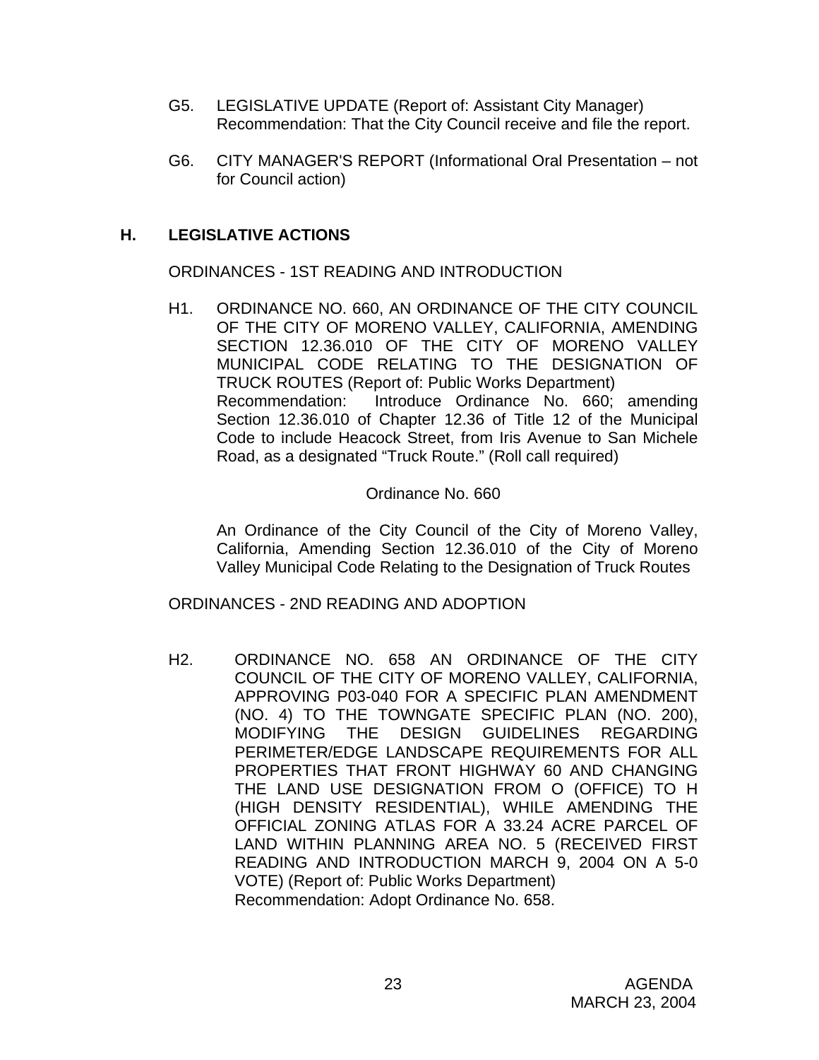G5. LEGISLATIVE UPDATE (Report of: Assistant City Manager)
Recommendation: That the City Council receive and file the report.

G6. CITY MANAGER'S REPORT (Informational Oral Presentation – not for Council action)

## H. LEGISLATIVE ACTIONS

ORDINANCES - 1ST READING AND INTRODUCTION

H1. ORDINANCE NO. 660, AN ORDINANCE OF THE CITY COUNCIL OF THE CITY OF MORENO VALLEY, CALIFORNIA, AMENDING SECTION 12.36.010 OF THE CITY OF MORENO VALLEY MUNICIPAL CODE RELATING TO THE DESIGNATION OF TRUCK ROUTES (Report of: Public Works Department)
Recommendation: Introduce Ordinance No. 660; amending Section 12.36.010 of Chapter 12.36 of Title 12 of the Municipal Code to include Heacock Street, from Iris Avenue to San Michele Road, as a designated "Truck Route." (Roll call required)

Ordinance No. 660

An Ordinance of the City Council of the City of Moreno Valley, California, Amending Section 12.36.010 of the City of Moreno Valley Municipal Code Relating to the Designation of Truck Routes

ORDINANCES - 2ND READING AND ADOPTION

H2. ORDINANCE NO. 658 AN ORDINANCE OF THE CITY COUNCIL OF THE CITY OF MORENO VALLEY, CALIFORNIA, APPROVING P03-040 FOR A SPECIFIC PLAN AMENDMENT (NO. 4) TO THE TOWNGATE SPECIFIC PLAN (NO. 200), MODIFYING THE DESIGN GUIDELINES REGARDING PERIMETER/EDGE LANDSCAPE REQUIREMENTS FOR ALL PROPERTIES THAT FRONT HIGHWAY 60 AND CHANGING THE LAND USE DESIGNATION FROM O (OFFICE) TO H (HIGH DENSITY RESIDENTIAL), WHILE AMENDING THE OFFICIAL ZONING ATLAS FOR A 33.24 ACRE PARCEL OF LAND WITHIN PLANNING AREA NO. 5 (RECEIVED FIRST READING AND INTRODUCTION MARCH 9, 2004 ON A 5-0 VOTE) (Report of: Public Works Department)
Recommendation: Adopt Ordinance No. 658.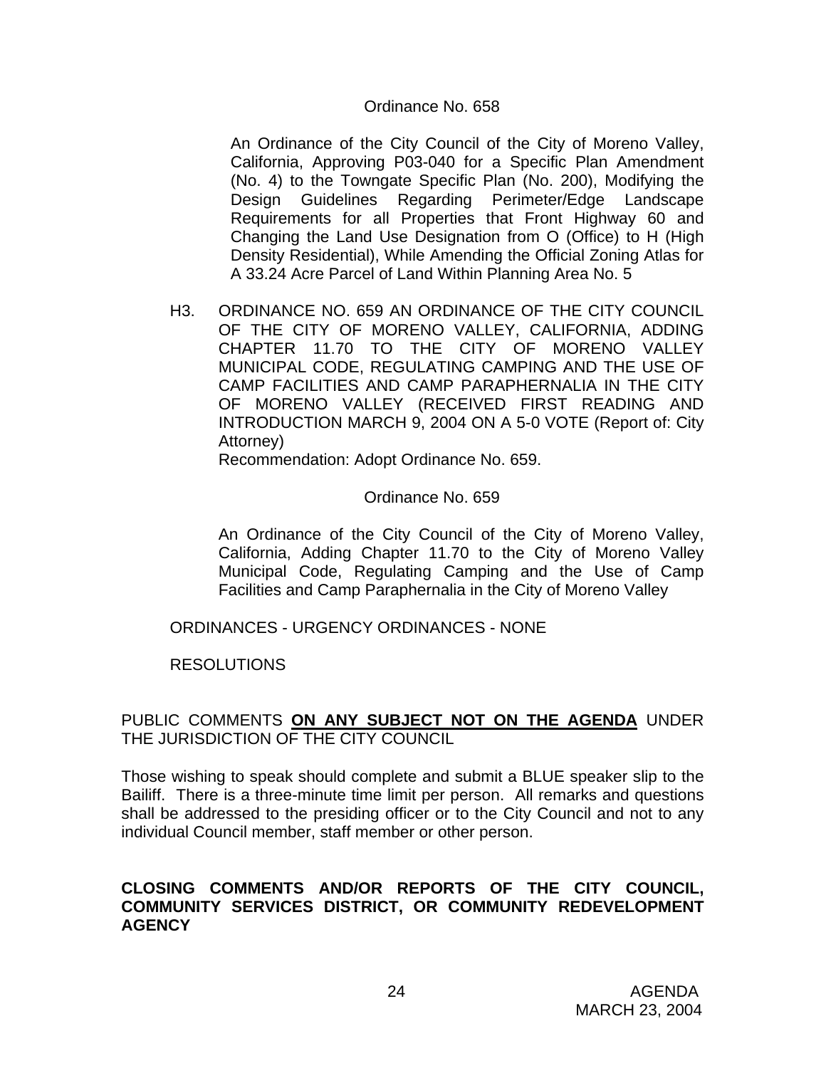Ordinance No. 658

An Ordinance of the City Council of the City of Moreno Valley, California, Approving P03-040 for a Specific Plan Amendment (No. 4) to the Towngate Specific Plan (No. 200), Modifying the Design Guidelines Regarding Perimeter/Edge Landscape Requirements for all Properties that Front Highway 60 and Changing the Land Use Designation from O (Office) to H (High Density Residential), While Amending the Official Zoning Atlas for A 33.24 Acre Parcel of Land Within Planning Area No. 5

H3. ORDINANCE NO. 659 AN ORDINANCE OF THE CITY COUNCIL OF THE CITY OF MORENO VALLEY, CALIFORNIA, ADDING CHAPTER 11.70 TO THE CITY OF MORENO VALLEY MUNICIPAL CODE, REGULATING CAMPING AND THE USE OF CAMP FACILITIES AND CAMP PARAPHERNALIA IN THE CITY OF MORENO VALLEY (RECEIVED FIRST READING AND INTRODUCTION MARCH 9, 2004 ON A 5-0 VOTE (Report of: City Attorney)

Recommendation: Adopt Ordinance No. 659.

Ordinance No. 659

An Ordinance of the City Council of the City of Moreno Valley, California, Adding Chapter 11.70 to the City of Moreno Valley Municipal Code, Regulating Camping and the Use of Camp Facilities and Camp Paraphernalia in the City of Moreno Valley

ORDINANCES - URGENCY ORDINANCES - NONE

RESOLUTIONS

PUBLIC COMMENTS **ON ANY SUBJECT NOT ON THE AGENDA** UNDER THE JURISDICTION OF THE CITY COUNCIL

Those wishing to speak should complete and submit a BLUE speaker slip to the Bailiff. There is a three-minute time limit per person. All remarks and questions shall be addressed to the presiding officer or to the City Council and not to any individual Council member, staff member or other person.

**CLOSING COMMENTS AND/OR REPORTS OF THE CITY COUNCIL, COMMUNITY SERVICES DISTRICT, OR COMMUNITY REDEVELOPMENT AGENCY**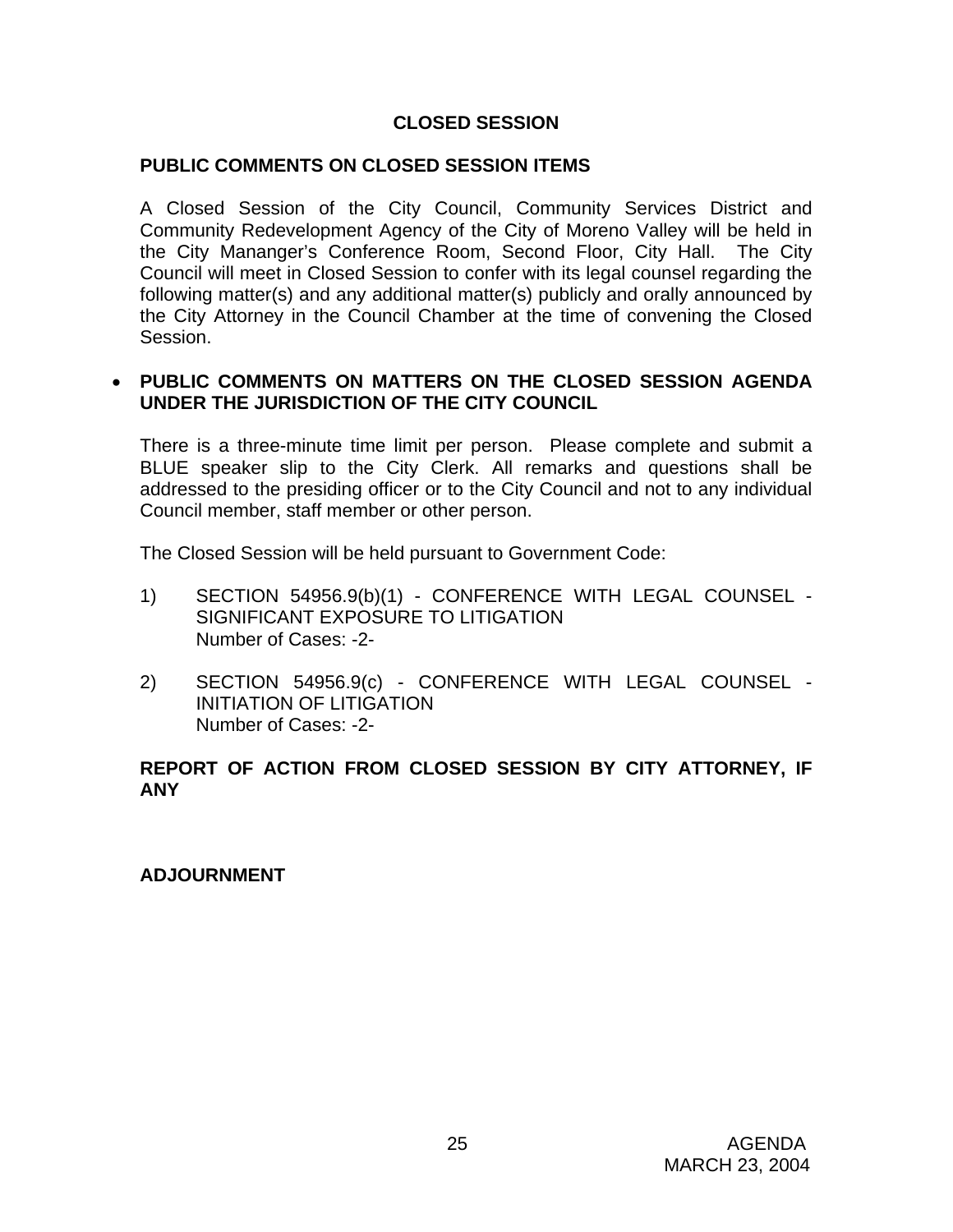## CLOSED SESSION

### PUBLIC COMMENTS ON CLOSED SESSION ITEMS

A Closed Session of the City Council, Community Services District and Community Redevelopment Agency of the City of Moreno Valley will be held in the City Mananger's Conference Room, Second Floor, City Hall. The City Council will meet in Closed Session to confer with its legal counsel regarding the following matter(s) and any additional matter(s) publicly and orally announced by the City Attorney in the Council Chamber at the time of convening the Closed Session.

- **PUBLIC COMMENTS ON MATTERS ON THE CLOSED SESSION AGENDA UNDER THE JURISDICTION OF THE CITY COUNCIL**

There is a three-minute time limit per person. Please complete and submit a BLUE speaker slip to the City Clerk. All remarks and questions shall be addressed to the presiding officer or to the City Council and not to any individual Council member, staff member or other person.

The Closed Session will be held pursuant to Government Code:

1) SECTION 54956.9(b)(1) - CONFERENCE WITH LEGAL COUNSEL - SIGNIFICANT EXPOSURE TO LITIGATION
   Number of Cases: -2-

2) SECTION 54956.9(c) - CONFERENCE WITH LEGAL COUNSEL - INITIATION OF LITIGATION
   Number of Cases: -2-

**REPORT OF ACTION FROM CLOSED SESSION BY CITY ATTORNEY, IF ANY**

**ADJOURNMENT**